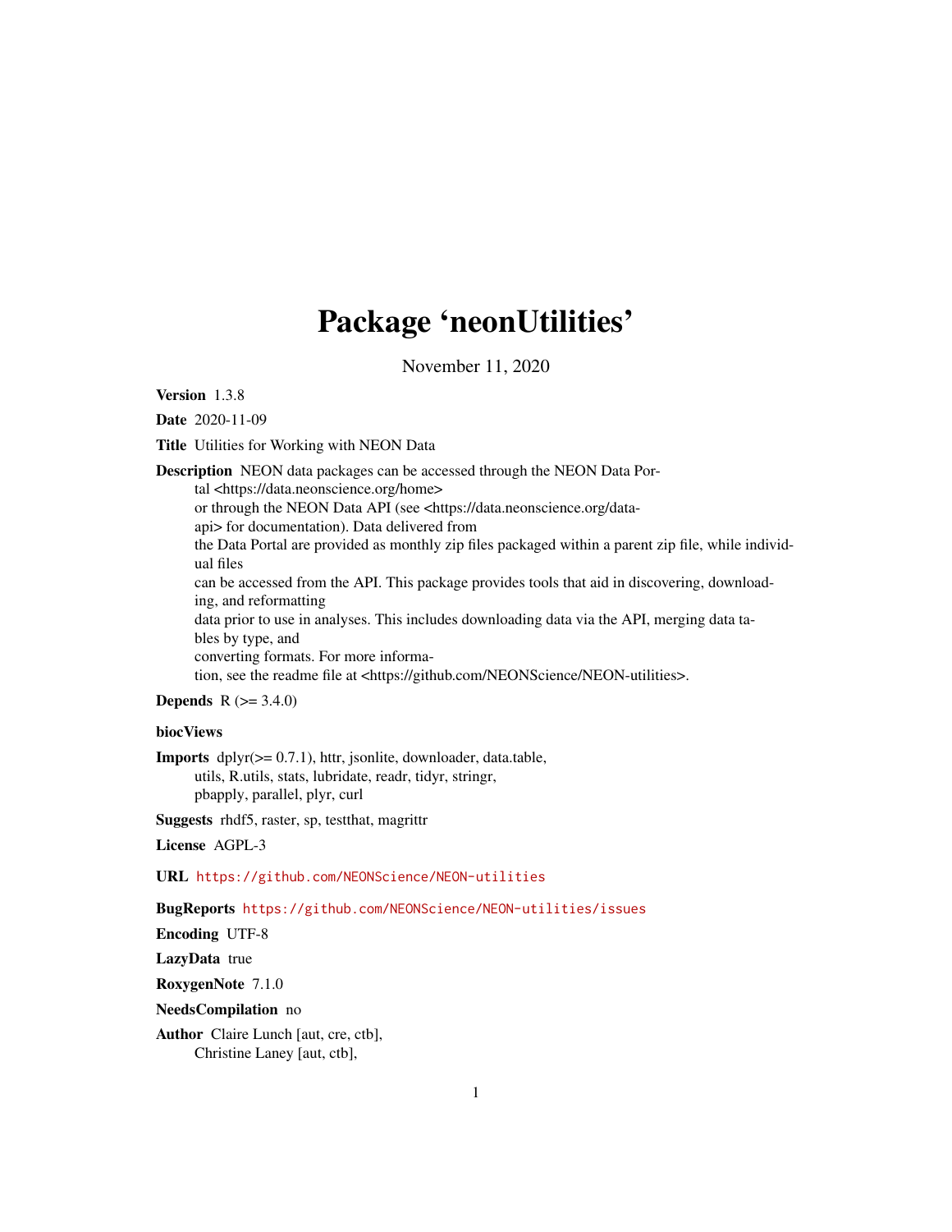# Package 'neonUtilities'

November 11, 2020

**Version** 1.3.8

**Date** 2020-11-09

**Title** Utilities for Working with NEON Data

**Description** NEON data packages can be accessed through the NEON Data Portal <https://data.neonscience.org/home>
or through the NEON Data API (see <https://data.neonscience.org/data-api> for documentation). Data delivered from
the Data Portal are provided as monthly zip files packaged within a parent zip file, while individual files
can be accessed from the API. This package provides tools that aid in discovering, downloading, and reformatting
data prior to use in analyses. This includes downloading data via the API, merging data tables by type, and
converting formats. For more information, see the readme file at <https://github.com/NEONScience/NEON-utilities>.

**Depends** R (>= 3.4.0)

**biocViews**

**Imports** dplyr(>= 0.7.1), httr, jsonlite, downloader, data.table, utils, R.utils, stats, lubridate, readr, tidyr, stringr, pbapply, parallel, plyr, curl

**Suggests** rhdf5, raster, sp, testthat, magrittr

**License** AGPL-3

**URL** https://github.com/NEONScience/NEON-utilities

**BugReports** https://github.com/NEONScience/NEON-utilities/issues

**Encoding** UTF-8

**LazyData** true

**RoxygenNote** 7.1.0

**NeedsCompilation** no

**Author** Claire Lunch [aut, cre, ctb],
Christine Laney [aut, ctb],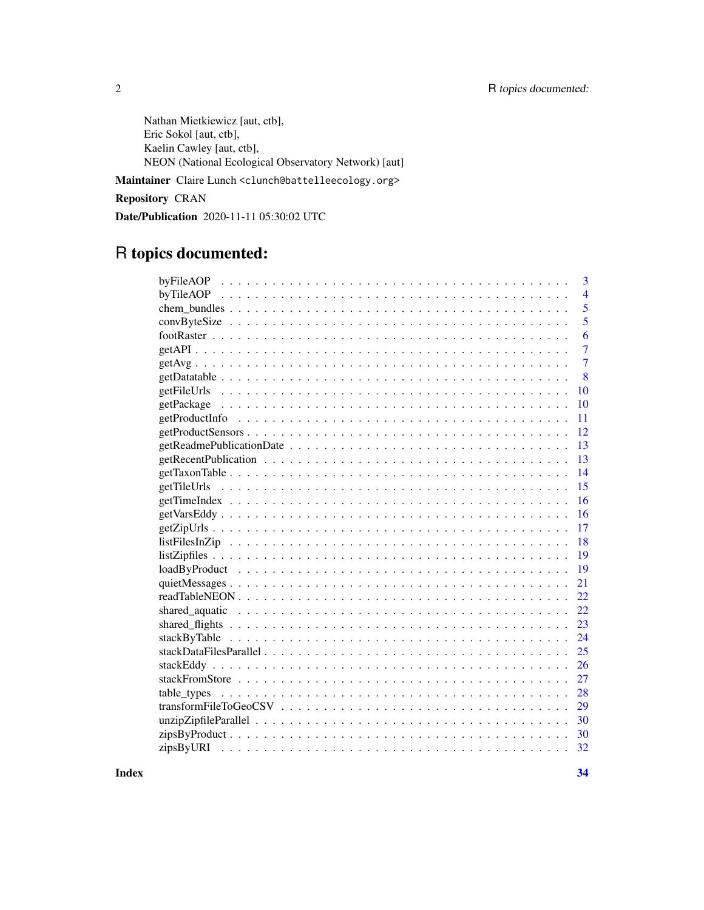Nathan Mietkiewicz [aut, ctb],
Eric Sokol [aut, ctb],
Kaelin Cawley [aut, ctb],
NEON (National Ecological Observatory Network) [aut]

**Maintainer** Claire Lunch <clunch@battelleecology.org>

**Repository** CRAN

**Date/Publication** 2020-11-11 05:30:02 UTC

# R topics documented:

byFileAOP . . . . . 3
byTileAOP . . . . . 4
chem_bundles . . . . . 5
convByteSize . . . . . 5
footRaster . . . . . 6
getAPI . . . . . 7
getAvg . . . . . 7
getDatatable . . . . . 8
getFileUrls . . . . . 10
getPackage . . . . . 10
getProductInfo . . . . . 11
getProductSensors . . . . . 12
getReadmePublicationDate . . . . . 13
getRecentPublication . . . . . 13
getTaxonTable . . . . . 14
getTileUrls . . . . . 15
getTimeIndex . . . . . 16
getVarsEddy . . . . . 16
getZipUrls . . . . . 17
listFilesInZip . . . . . 18
listZipfiles . . . . . 19
loadByProduct . . . . . 19
quietMessages . . . . . 21
readTableNEON . . . . . 22
shared_aquatic . . . . . 22
shared_flights . . . . . 23
stackByTable . . . . . 24
stackDataFilesParallel . . . . . 25
stackEddy . . . . . 26
stackFromStore . . . . . 27
table_types . . . . . 28
transformFileToGeoCSV . . . . . 29
unzipZipfileParallel . . . . . 30
zipsByProduct . . . . . 30
zipsByURI . . . . . 32

**Index** **34**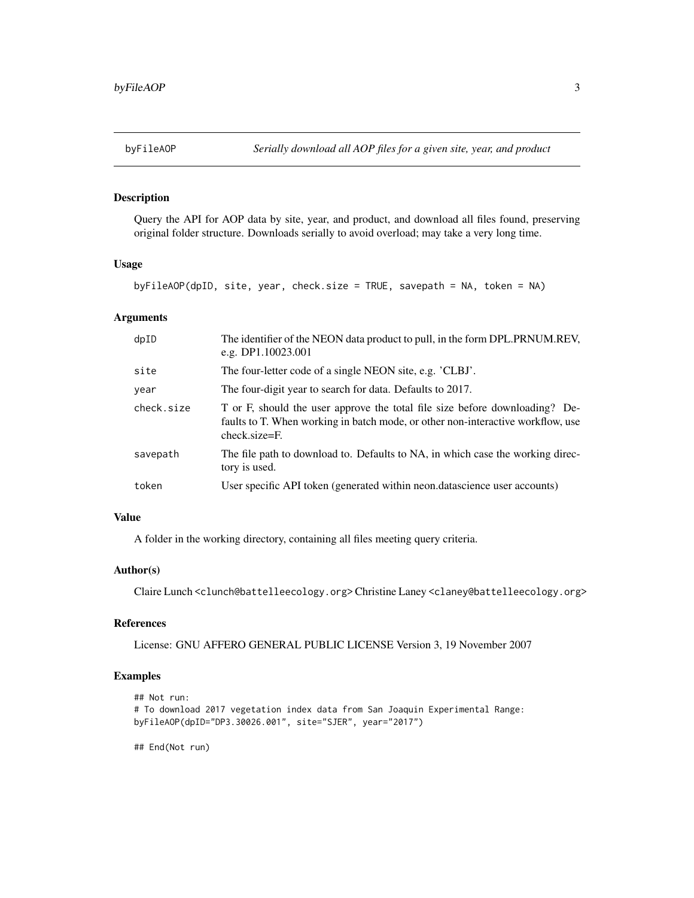## byFileAOP *Serially download all AOP files for a given site, year, and product*

### Description

Query the API for AOP data by site, year, and product, and download all files found, preserving original folder structure. Downloads serially to avoid overload; may take a very long time.

### Usage

```
byFileAOP(dpID, site, year, check.size = TRUE, savepath = NA, token = NA)
```

### Arguments

| | |
|---|---|
| `dpID` | The identifier of the NEON data product to pull, in the form DPL.PRNUM.REV, e.g. DP1.10023.001 |
| `site` | The four-letter code of a single NEON site, e.g. 'CLBJ'. |
| `year` | The four-digit year to search for data. Defaults to 2017. |
| `check.size` | T or F, should the user approve the total file size before downloading? Defaults to T. When working in batch mode, or other non-interactive workflow, use check.size=F. |
| `savepath` | The file path to download to. Defaults to NA, in which case the working directory is used. |
| `token` | User specific API token (generated within neon.datascience user accounts) |

### Value

A folder in the working directory, containing all files meeting query criteria.

### Author(s)

Claire Lunch <clunch@battelleecology.org> Christine Laney <claney@battelleecology.org>

### References

License: GNU AFFERO GENERAL PUBLIC LICENSE Version 3, 19 November 2007

### Examples

```
## Not run:
# To download 2017 vegetation index data from San Joaquin Experimental Range:
byFileAOP(dpID="DP3.30026.001", site="SJER", year="2017")

## End(Not run)
```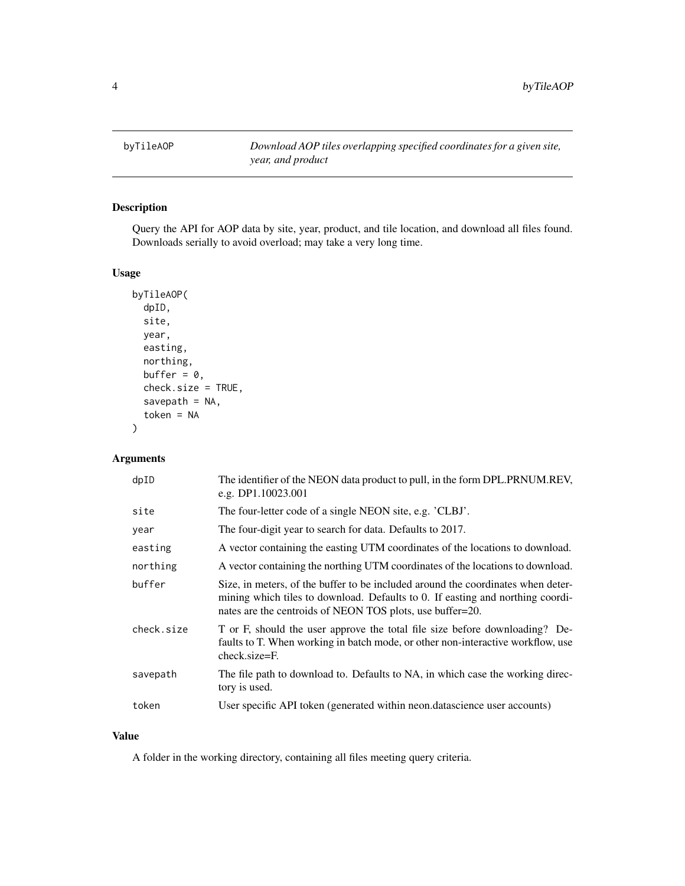# byTileAOP

*Download AOP tiles overlapping specified coordinates for a given site, year, and product*

## Description

Query the API for AOP data by site, year, product, and tile location, and download all files found. Downloads serially to avoid overload; may take a very long time.

## Usage

```
byTileAOP(
  dpID,
  site,
  year,
  easting,
  northing,
  buffer = 0,
  check.size = TRUE,
  savepath = NA,
  token = NA
)
```

## Arguments

| | |
|---|---|
| dpID | The identifier of the NEON data product to pull, in the form DPL.PRNUM.REV, e.g. DP1.10023.001 |
| site | The four-letter code of a single NEON site, e.g. 'CLBJ'. |
| year | The four-digit year to search for data. Defaults to 2017. |
| easting | A vector containing the easting UTM coordinates of the locations to download. |
| northing | A vector containing the northing UTM coordinates of the locations to download. |
| buffer | Size, in meters, of the buffer to be included around the coordinates when determining which tiles to download. Defaults to 0. If easting and northing coordinates are the centroids of NEON TOS plots, use buffer=20. |
| check.size | T or F, should the user approve the total file size before downloading? Defaults to T. When working in batch mode, or other non-interactive workflow, use check.size=F. |
| savepath | The file path to download to. Defaults to NA, in which case the working directory is used. |
| token | User specific API token (generated within neon.datascience user accounts) |

## Value

A folder in the working directory, containing all files meeting query criteria.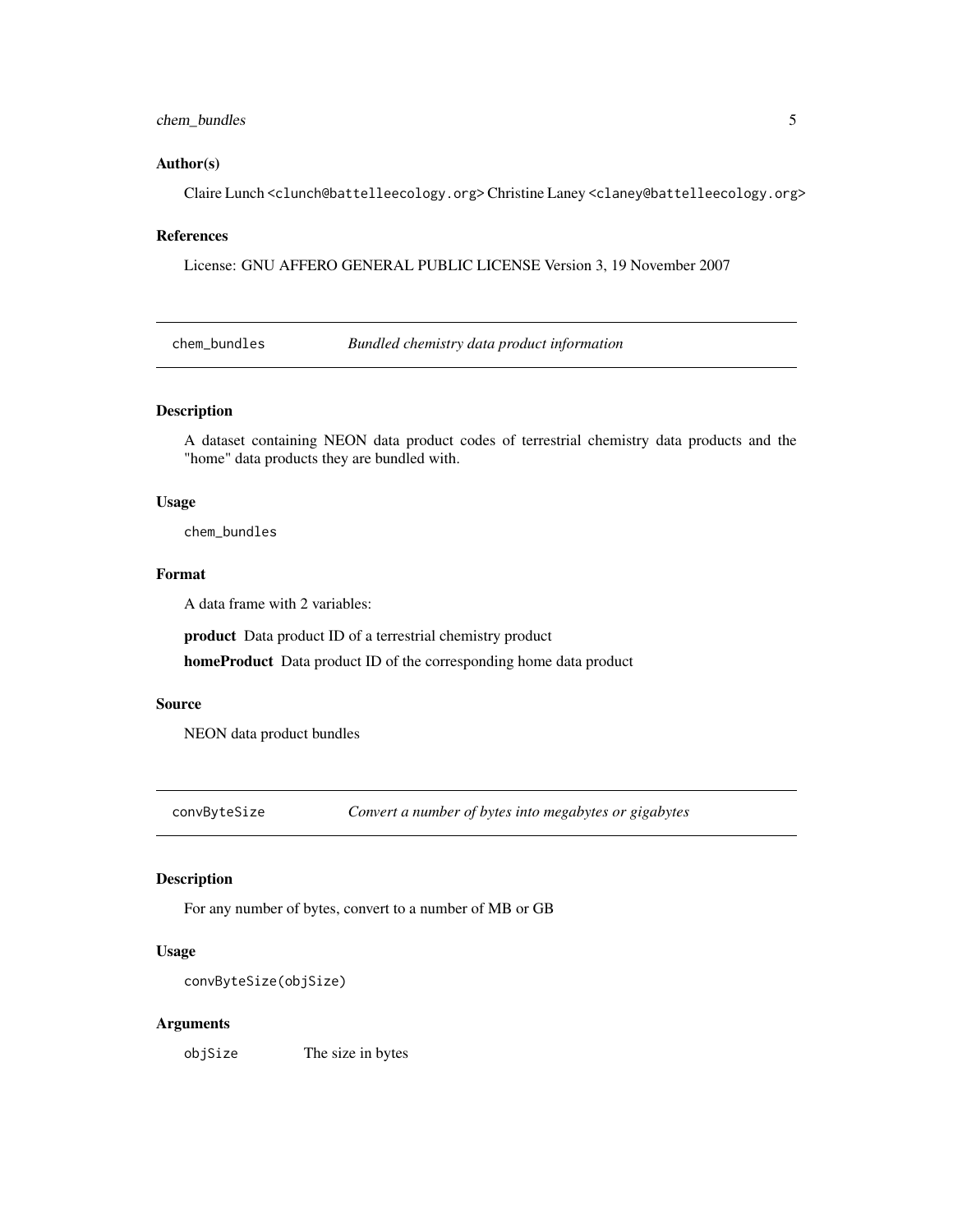### Author(s)

Claire Lunch <clunch@battelleecology.org> Christine Laney <claney@battelleecology.org>

### References

License: GNU AFFERO GENERAL PUBLIC LICENSE Version 3, 19 November 2007

---

## chem_bundles — *Bundled chemistry data product information*

### Description

A dataset containing NEON data product codes of terrestrial chemistry data products and the "home" data products they are bundled with.

### Usage

```
chem_bundles
```

### Format

A data frame with 2 variables:

**product** Data product ID of a terrestrial chemistry product

**homeProduct** Data product ID of the corresponding home data product

### Source

NEON data product bundles

---

## convByteSize — *Convert a number of bytes into megabytes or gigabytes*

### Description

For any number of bytes, convert to a number of MB or GB

### Usage

```
convByteSize(objSize)
```

### Arguments

| | |
|---|---|
| objSize | The size in bytes |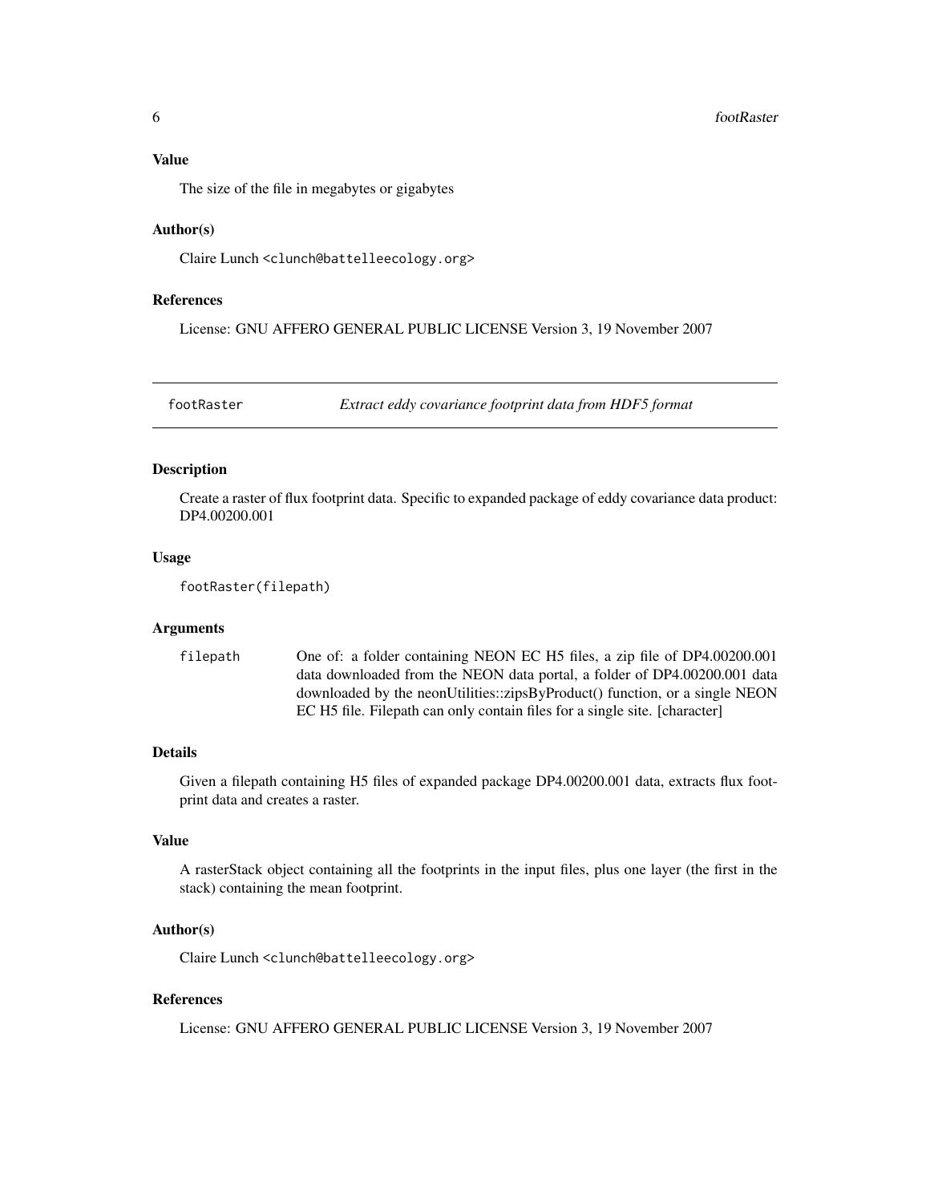#### Value

The size of the file in megabytes or gigabytes

#### Author(s)

Claire Lunch <clunch@battelleecology.org>

#### References

License: GNU AFFERO GENERAL PUBLIC LICENSE Version 3, 19 November 2007

---

## footRaster — *Extract eddy covariance footprint data from HDF5 format*

---

#### Description

Create a raster of flux footprint data. Specific to expanded package of eddy covariance data product: DP4.00200.001

#### Usage

```
footRaster(filepath)
```

#### Arguments

| | |
|---|---|
| filepath | One of: a folder containing NEON EC H5 files, a zip file of DP4.00200.001 data downloaded from the NEON data portal, a folder of DP4.00200.001 data downloaded by the neonUtilities::zipsByProduct() function, or a single NEON EC H5 file. Filepath can only contain files for a single site. [character] |

#### Details

Given a filepath containing H5 files of expanded package DP4.00200.001 data, extracts flux footprint data and creates a raster.

#### Value

A rasterStack object containing all the footprints in the input files, plus one layer (the first in the stack) containing the mean footprint.

#### Author(s)

Claire Lunch <clunch@battelleecology.org>

#### References

License: GNU AFFERO GENERAL PUBLIC LICENSE Version 3, 19 November 2007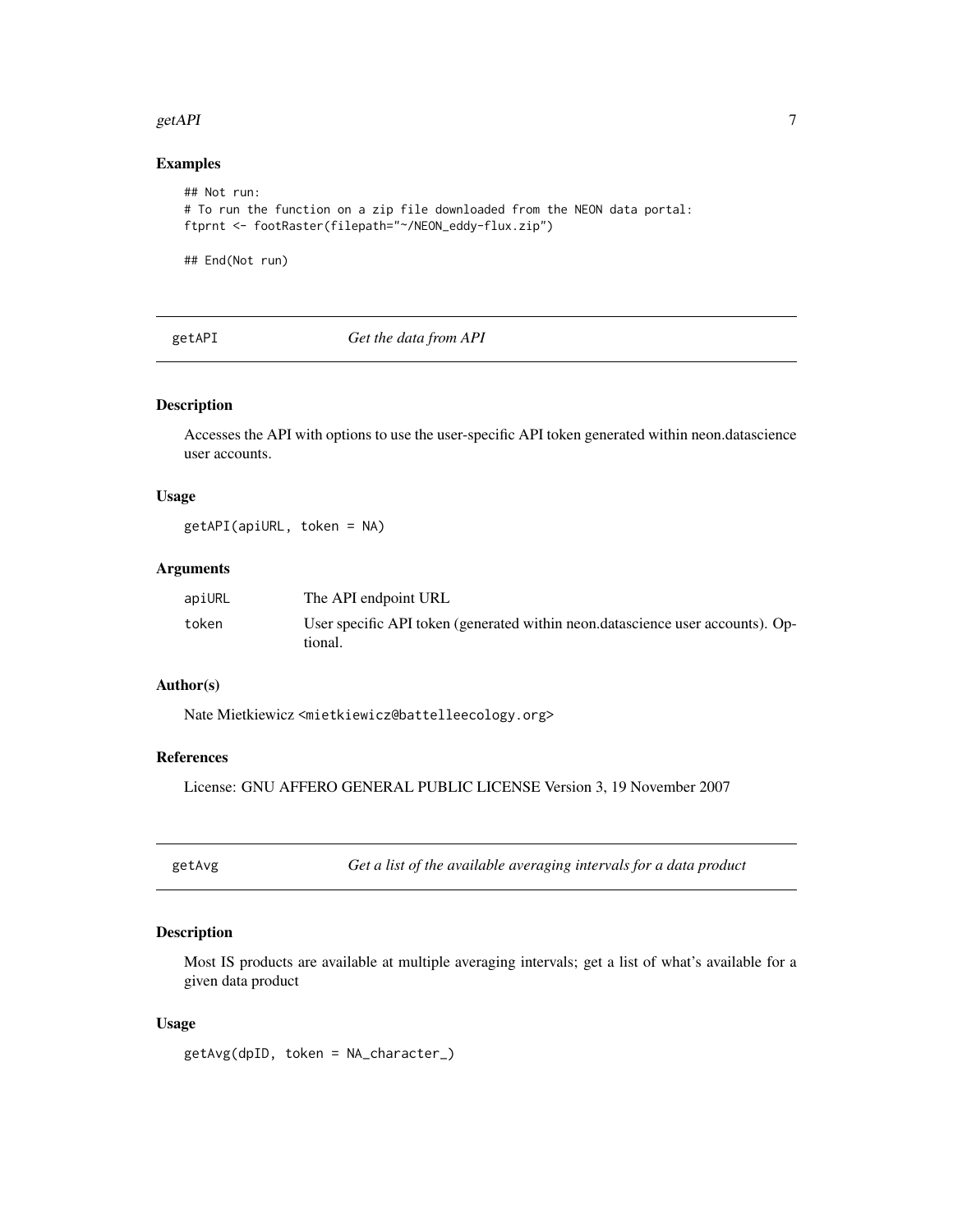### Examples

```
## Not run:
# To run the function on a zip file downloaded from the NEON data portal:
ftprnt <- footRaster(filepath="~/NEON_eddy-flux.zip")

## End(Not run)
```

---

## getAPI — *Get the data from API*

### Description

Accesses the API with options to use the user-specific API token generated within neon.datascience user accounts.

### Usage

```
getAPI(apiURL, token = NA)
```

### Arguments

| | |
|---|---|
| apiURL | The API endpoint URL |
| token | User specific API token (generated within neon.datascience user accounts). Optional. |

### Author(s)

Nate Mietkiewicz <mietkiewicz@battelleecology.org>

### References

License: GNU AFFERO GENERAL PUBLIC LICENSE Version 3, 19 November 2007

---

## getAvg — *Get a list of the available averaging intervals for a data product*

### Description

Most IS products are available at multiple averaging intervals; get a list of what's available for a given data product

### Usage

```
getAvg(dpID, token = NA_character_)
```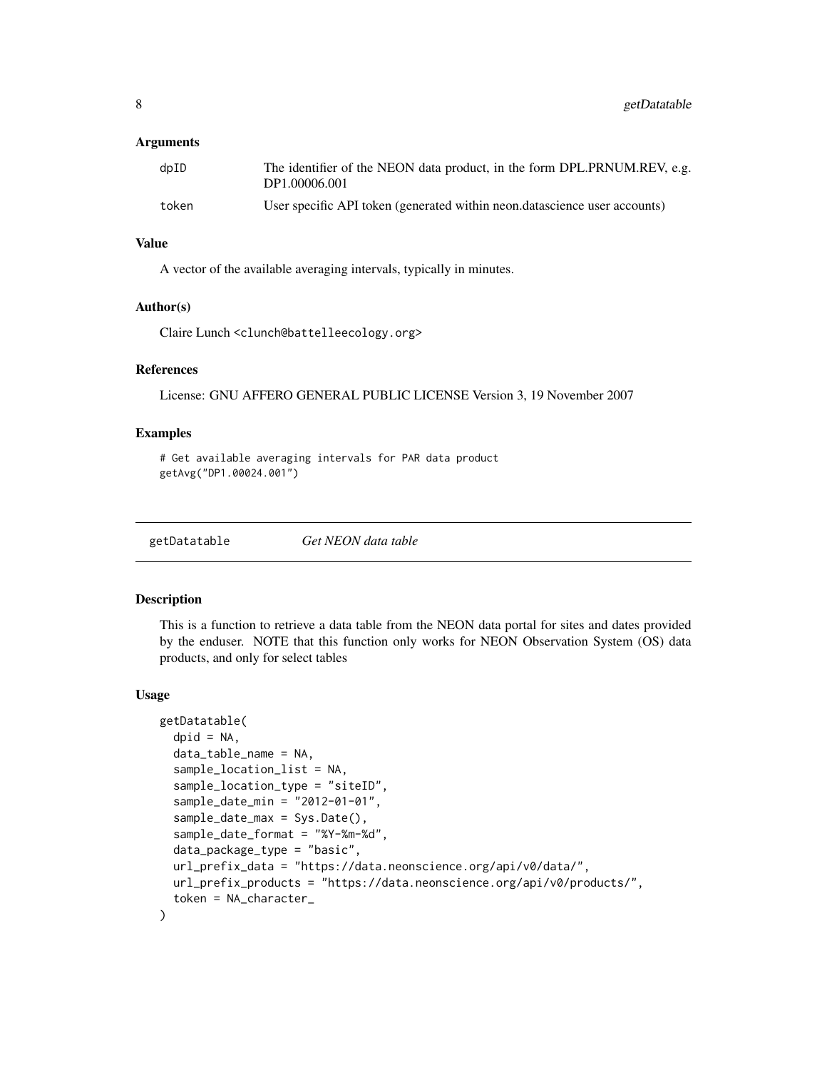### Arguments

| | |
|---|---|
| dpID | The identifier of the NEON data product, in the form DPL.PRNUM.REV, e.g. DP1.00006.001 |
| token | User specific API token (generated within neon.datascience user accounts) |

### Value

A vector of the available averaging intervals, typically in minutes.

### Author(s)

Claire Lunch <clunch@battelleecology.org>

### References

License: GNU AFFERO GENERAL PUBLIC LICENSE Version 3, 19 November 2007

### Examples

```
# Get available averaging intervals for PAR data product
getAvg("DP1.00024.001")
```

---

## getDatatable *Get NEON data table*

---

### Description

This is a function to retrieve a data table from the NEON data portal for sites and dates provided by the enduser. NOTE that this function only works for NEON Observation System (OS) data products, and only for select tables

### Usage

```
getDatatable(
  dpid = NA,
  data_table_name = NA,
  sample_location_list = NA,
  sample_location_type = "siteID",
  sample_date_min = "2012-01-01",
  sample_date_max = Sys.Date(),
  sample_date_format = "%Y-%m-%d",
  data_package_type = "basic",
  url_prefix_data = "https://data.neonscience.org/api/v0/data/",
  url_prefix_products = "https://data.neonscience.org/api/v0/products/",
  token = NA_character_
)
```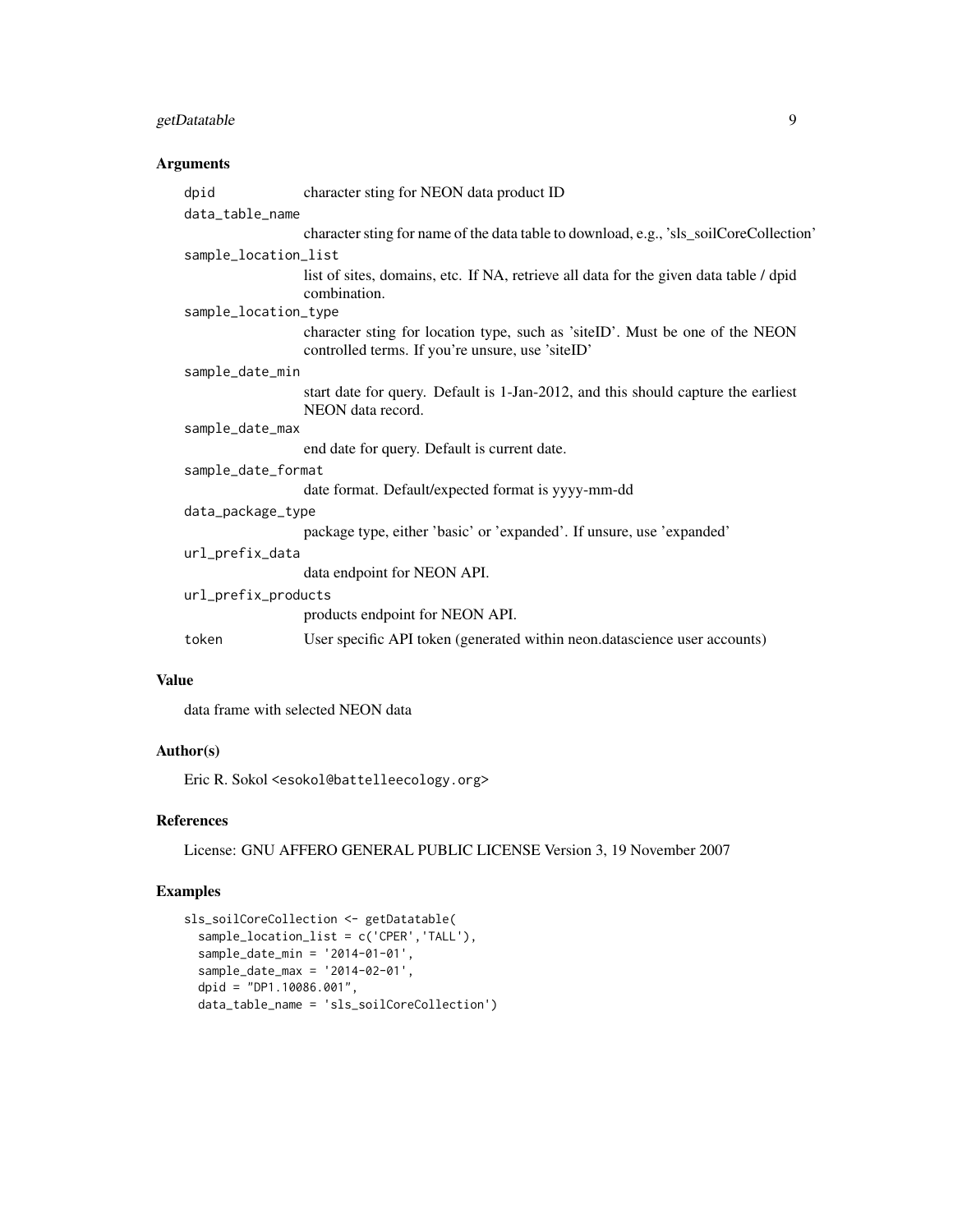### Arguments

| | |
|---|---|
| dpid | character sting for NEON data product ID |
| data_table_name | character sting for name of the data table to download, e.g., 'sls_soilCoreCollection' |
| sample_location_list | list of sites, domains, etc. If NA, retrieve all data for the given data table / dpid combination. |
| sample_location_type | character sting for location type, such as 'siteID'. Must be one of the NEON controlled terms. If you're unsure, use 'siteID' |
| sample_date_min | start date for query. Default is 1-Jan-2012, and this should capture the earliest NEON data record. |
| sample_date_max | end date for query. Default is current date. |
| sample_date_format | date format. Default/expected format is yyyy-mm-dd |
| data_package_type | package type, either 'basic' or 'expanded'. If unsure, use 'expanded' |
| url_prefix_data | data endpoint for NEON API. |
| url_prefix_products | products endpoint for NEON API. |
| token | User specific API token (generated within neon.datascience user accounts) |

### Value

data frame with selected NEON data

### Author(s)

Eric R. Sokol <esokol@battelleecology.org>

### References

License: GNU AFFERO GENERAL PUBLIC LICENSE Version 3, 19 November 2007

### Examples

```
sls_soilCoreCollection <- getDatatable(
  sample_location_list = c('CPER','TALL'),
  sample_date_min = '2014-01-01',
  sample_date_max = '2014-02-01',
  dpid = "DP1.10086.001",
  data_table_name = 'sls_soilCoreCollection')
```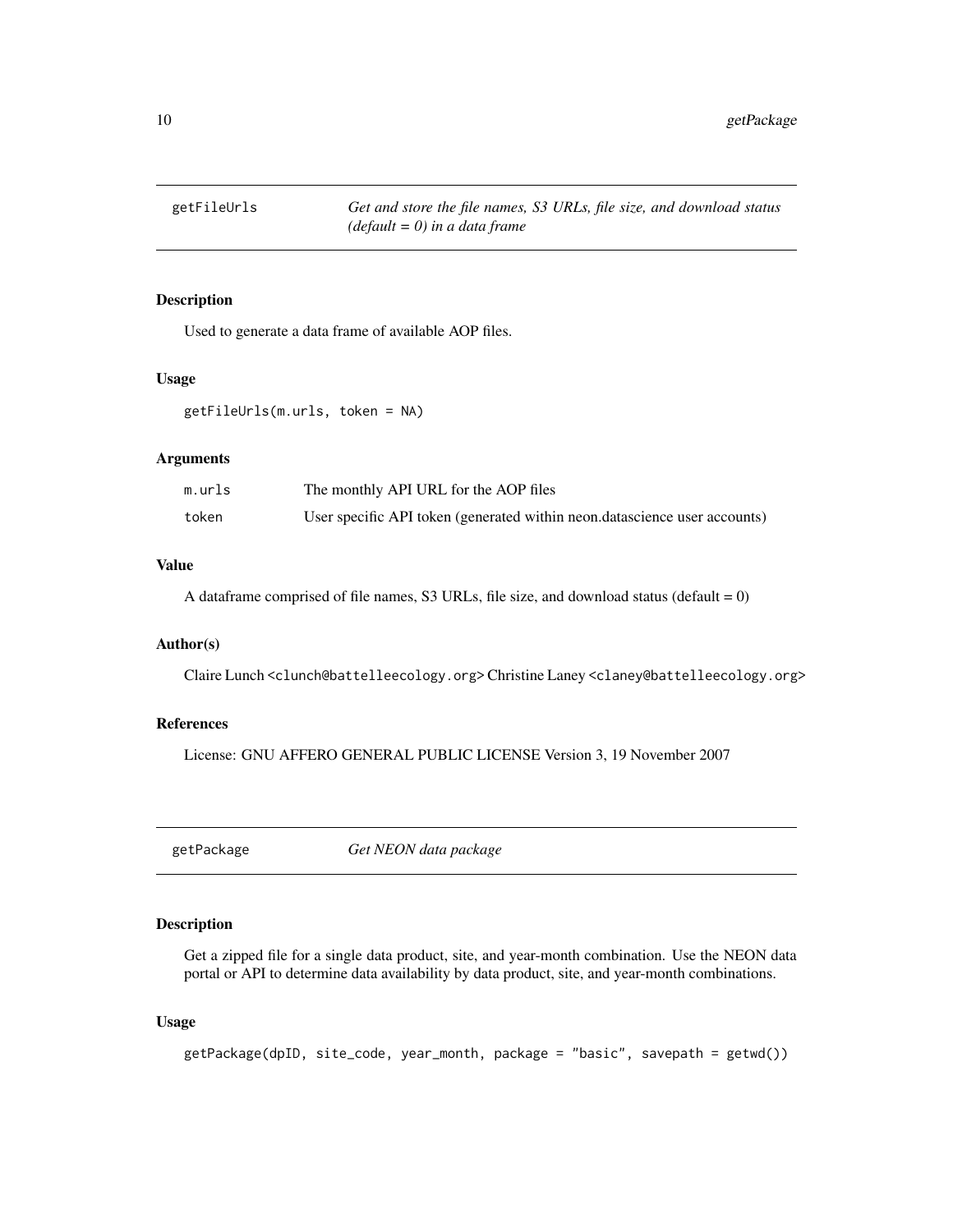## getFileUrls — *Get and store the file names, S3 URLs, file size, and download status (default = 0) in a data frame*

### Description

Used to generate a data frame of available AOP files.

### Usage

```
getFileUrls(m.urls, token = NA)
```

### Arguments

| | |
|---|---|
| m.urls | The monthly API URL for the AOP files |
| token | User specific API token (generated within neon.datascience user accounts) |

### Value

A dataframe comprised of file names, S3 URLs, file size, and download status (default = 0)

### Author(s)

Claire Lunch <clunch@battelleecology.org> Christine Laney <claney@battelleecology.org>

### References

License: GNU AFFERO GENERAL PUBLIC LICENSE Version 3, 19 November 2007

## getPackage — *Get NEON data package*

### Description

Get a zipped file for a single data product, site, and year-month combination. Use the NEON data portal or API to determine data availability by data product, site, and year-month combinations.

### Usage

```
getPackage(dpID, site_code, year_month, package = "basic", savepath = getwd())
```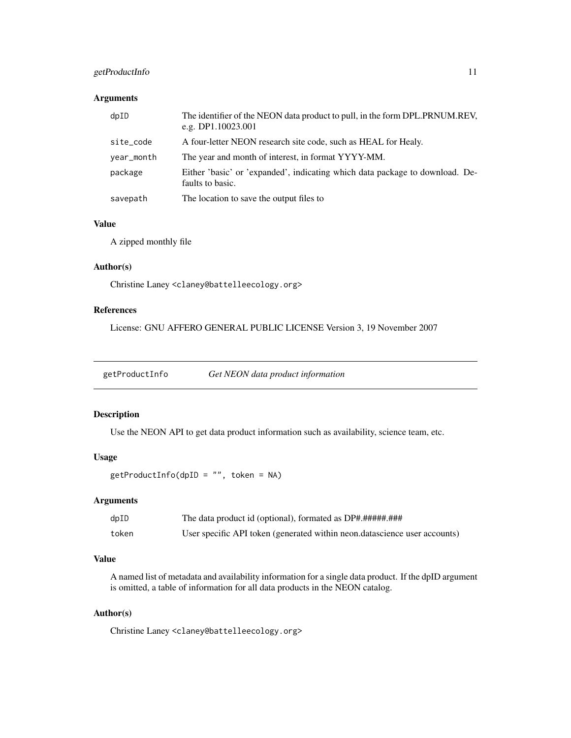### Arguments

| | |
|---|---|
| dpID | The identifier of the NEON data product to pull, in the form DPL.PRNUM.REV, e.g. DP1.10023.001 |
| site_code | A four-letter NEON research site code, such as HEAL for Healy. |
| year_month | The year and month of interest, in format YYYY-MM. |
| package | Either 'basic' or 'expanded', indicating which data package to download. Defaults to basic. |
| savepath | The location to save the output files to |

### Value

A zipped monthly file

### Author(s)

Christine Laney <claney@battelleecology.org>

### References

License: GNU AFFERO GENERAL PUBLIC LICENSE Version 3, 19 November 2007

---

## getProductInfo *Get NEON data product information*

---

### Description

Use the NEON API to get data product information such as availability, science team, etc.

### Usage

```
getProductInfo(dpID = "", token = NA)
```

### Arguments

| | |
|---|---|
| dpID | The data product id (optional), formated as DP#.#####.### |
| token | User specific API token (generated within neon.datascience user accounts) |

### Value

A named list of metadata and availability information for a single data product. If the dpID argument is omitted, a table of information for all data products in the NEON catalog.

### Author(s)

Christine Laney <claney@battelleecology.org>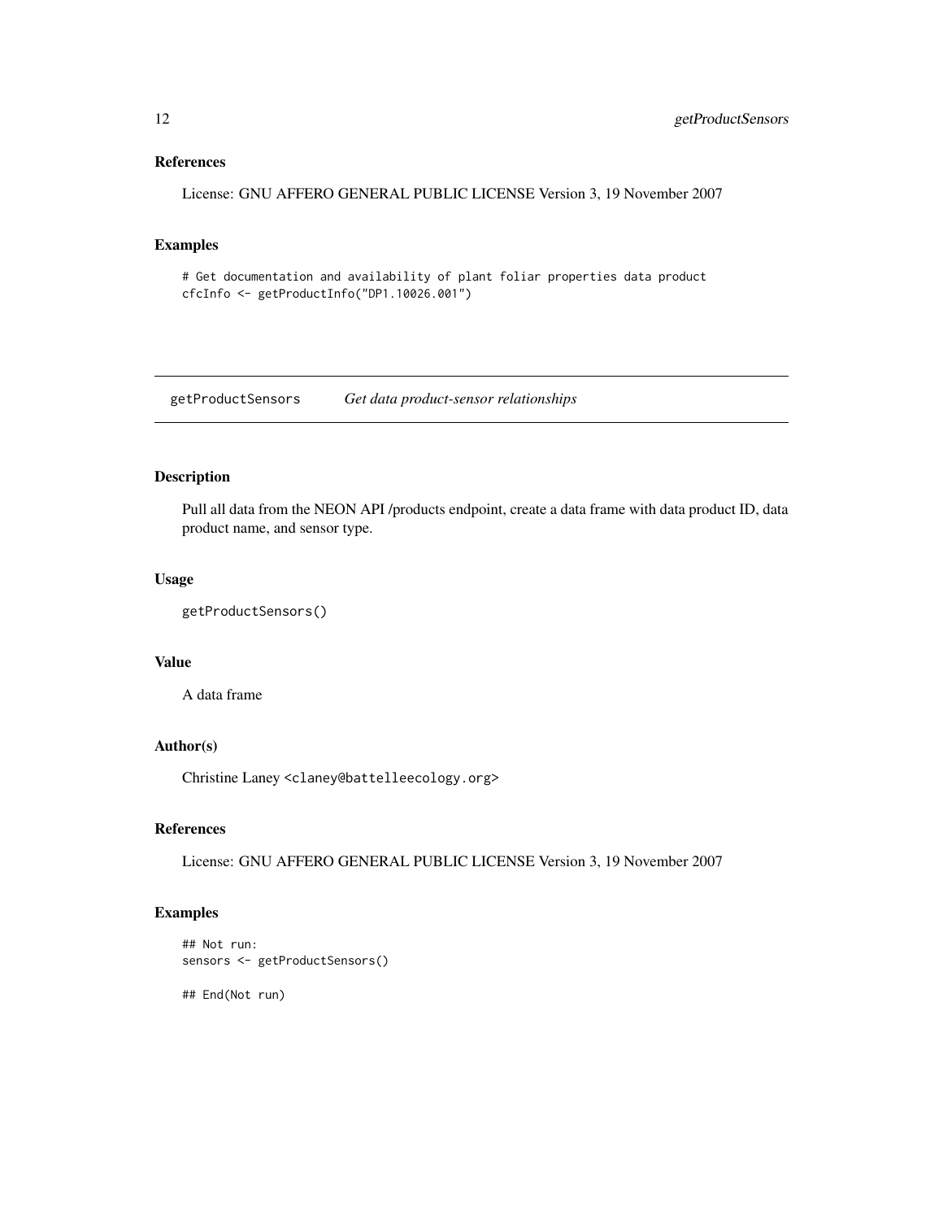### References

License: GNU AFFERO GENERAL PUBLIC LICENSE Version 3, 19 November 2007

### Examples

```
# Get documentation and availability of plant foliar properties data product
cfcInfo <- getProductInfo("DP1.10026.001")
```

---

## getProductSensors *Get data product-sensor relationships*

---

### Description

Pull all data from the NEON API /products endpoint, create a data frame with data product ID, data product name, and sensor type.

### Usage

```
getProductSensors()
```

### Value

A data frame

### Author(s)

Christine Laney <claney@battelleecology.org>

### References

License: GNU AFFERO GENERAL PUBLIC LICENSE Version 3, 19 November 2007

### Examples

```
## Not run:
sensors <- getProductSensors()

## End(Not run)
```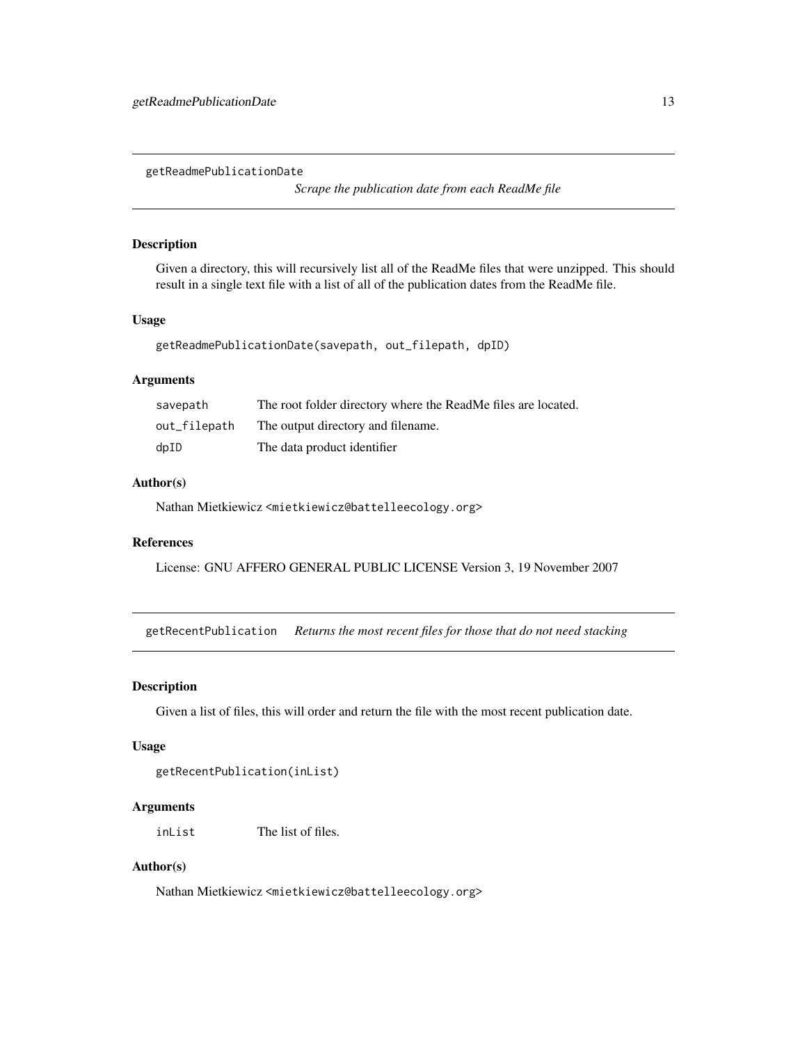## getReadmePublicationDate

*Scrape the publication date from each ReadMe file*

### Description

Given a directory, this will recursively list all of the ReadMe files that were unzipped. This should result in a single text file with a list of all of the publication dates from the ReadMe file.

### Usage

```
getReadmePublicationDate(savepath, out_filepath, dpID)
```

### Arguments

| | |
|---|---|
| savepath | The root folder directory where the ReadMe files are located. |
| out_filepath | The output directory and filename. |
| dpID | The data product identifier |

### Author(s)

Nathan Mietkiewicz <mietkiewicz@battelleecology.org>

### References

License: GNU AFFERO GENERAL PUBLIC LICENSE Version 3, 19 November 2007

## getRecentPublication

*Returns the most recent files for those that do not need stacking*

### Description

Given a list of files, this will order and return the file with the most recent publication date.

### Usage

```
getRecentPublication(inList)
```

### Arguments

| | |
|---|---|
| inList | The list of files. |

### Author(s)

Nathan Mietkiewicz <mietkiewicz@battelleecology.org>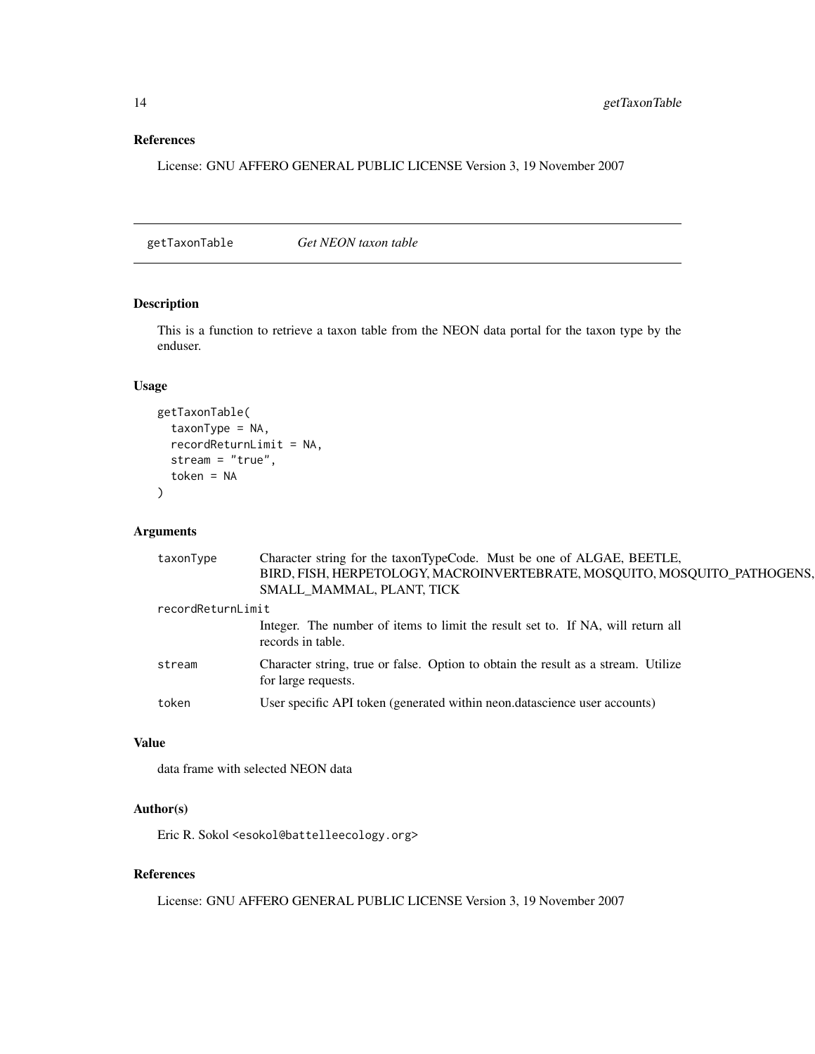## References

License: GNU AFFERO GENERAL PUBLIC LICENSE Version 3, 19 November 2007

---

## getTaxonTable    *Get NEON taxon table*

### Description

This is a function to retrieve a taxon table from the NEON data portal for the taxon type by the enduser.

### Usage

```
getTaxonTable(
  taxonType = NA,
  recordReturnLimit = NA,
  stream = "true",
  token = NA
)
```

### Arguments

| | |
|---|---|
| taxonType | Character string for the taxonTypeCode. Must be one of ALGAE, BEETLE, BIRD, FISH, HERPETOLOGY, MACROINVERTEBRATE, MOSQUITO, MOSQUITO_PATHOGENS, SMALL_MAMMAL, PLANT, TICK |
| recordReturnLimit | Integer. The number of items to limit the result set to. If NA, will return all records in table. |
| stream | Character string, true or false. Option to obtain the result as a stream. Utilize for large requests. |
| token | User specific API token (generated within neon.datascience user accounts) |

### Value

data frame with selected NEON data

### Author(s)

Eric R. Sokol <esokol@battelleecology.org>

### References

License: GNU AFFERO GENERAL PUBLIC LICENSE Version 3, 19 November 2007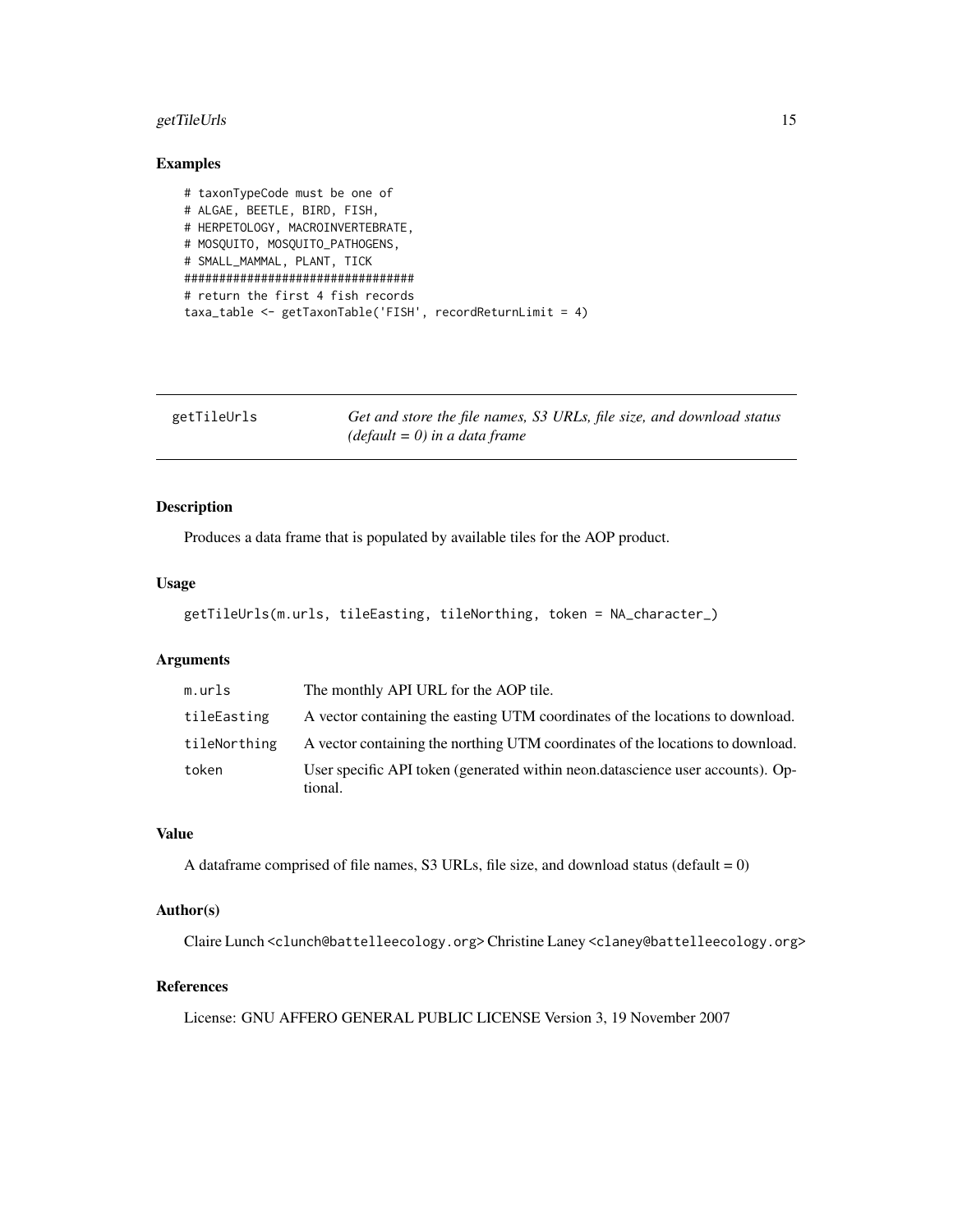## Examples

```
# taxonTypeCode must be one of
# ALGAE, BEETLE, BIRD, FISH,
# HERPETOLOGY, MACROINVERTEBRATE,
# MOSQUITO, MOSQUITO_PATHOGENS,
# SMALL_MAMMAL, PLANT, TICK
#################################
# return the first 4 fish records
taxa_table <- getTaxonTable('FISH', recordReturnLimit = 4)
```

---

# getTileUrls — *Get and store the file names, S3 URLs, file size, and download status (default = 0) in a data frame*

---

## Description

Produces a data frame that is populated by available tiles for the AOP product.

## Usage

```
getTileUrls(m.urls, tileEasting, tileNorthing, token = NA_character_)
```

## Arguments

| | |
|---|---|
| `m.urls` | The monthly API URL for the AOP tile. |
| `tileEasting` | A vector containing the easting UTM coordinates of the locations to download. |
| `tileNorthing` | A vector containing the northing UTM coordinates of the locations to download. |
| `token` | User specific API token (generated within neon.datascience user accounts). Optional. |

## Value

A dataframe comprised of file names, S3 URLs, file size, and download status (default = 0)

## Author(s)

Claire Lunch <clunch@battelleecology.org> Christine Laney <claney@battelleecology.org>

## References

License: GNU AFFERO GENERAL PUBLIC LICENSE Version 3, 19 November 2007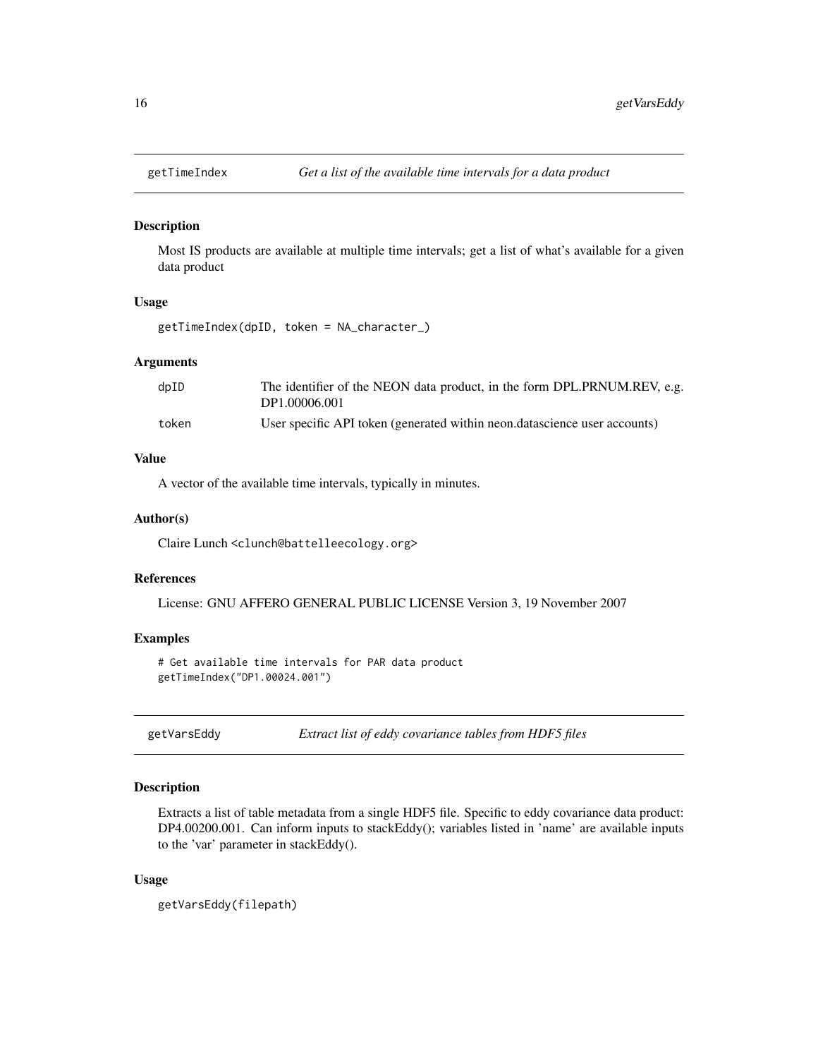## getTimeIndex *Get a list of the available time intervals for a data product*

### Description

Most IS products are available at multiple time intervals; get a list of what's available for a given data product

### Usage

```
getTimeIndex(dpID, token = NA_character_)
```

### Arguments

| | |
|---|---|
| dpID | The identifier of the NEON data product, in the form DPL.PRNUM.REV, e.g. DP1.00006.001 |
| token | User specific API token (generated within neon.datascience user accounts) |

### Value

A vector of the available time intervals, typically in minutes.

### Author(s)

Claire Lunch <clunch@battelleecology.org>

### References

License: GNU AFFERO GENERAL PUBLIC LICENSE Version 3, 19 November 2007

### Examples

```
# Get available time intervals for PAR data product
getTimeIndex("DP1.00024.001")
```

## getVarsEddy *Extract list of eddy covariance tables from HDF5 files*

### Description

Extracts a list of table metadata from a single HDF5 file. Specific to eddy covariance data product: DP4.00200.001. Can inform inputs to stackEddy(); variables listed in 'name' are available inputs to the 'var' parameter in stackEddy().

### Usage

```
getVarsEddy(filepath)
```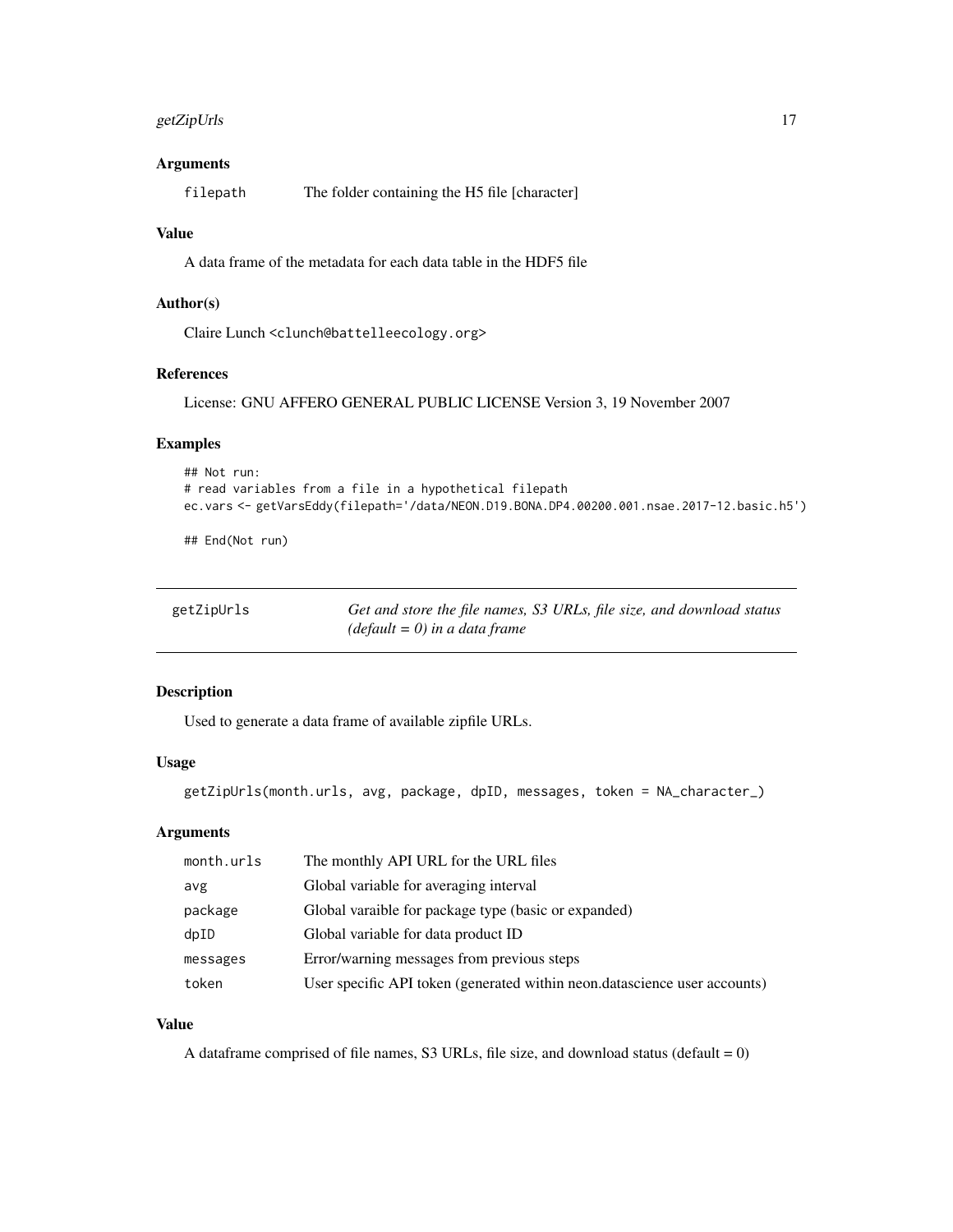### Arguments

| | |
|---|---|
| filepath | The folder containing the H5 file [character] |

### Value

A data frame of the metadata for each data table in the HDF5 file

### Author(s)

Claire Lunch <clunch@battelleecology.org>

### References

License: GNU AFFERO GENERAL PUBLIC LICENSE Version 3, 19 November 2007

### Examples

```
## Not run:
# read variables from a file in a hypothetical filepath
ec.vars <- getVarsEddy(filepath='/data/NEON.D19.BONA.DP4.00200.001.nsae.2017-12.basic.h5')

## End(Not run)
```

---

## getZipUrls — *Get and store the file names, S3 URLs, file size, and download status (default = 0) in a data frame*

---

### Description

Used to generate a data frame of available zipfile URLs.

### Usage

```
getZipUrls(month.urls, avg, package, dpID, messages, token = NA_character_)
```

### Arguments

| | |
|---|---|
| month.urls | The monthly API URL for the URL files |
| avg | Global variable for averaging interval |
| package | Global varaible for package type (basic or expanded) |
| dpID | Global variable for data product ID |
| messages | Error/warning messages from previous steps |
| token | User specific API token (generated within neon.datascience user accounts) |

### Value

A dataframe comprised of file names, S3 URLs, file size, and download status (default = 0)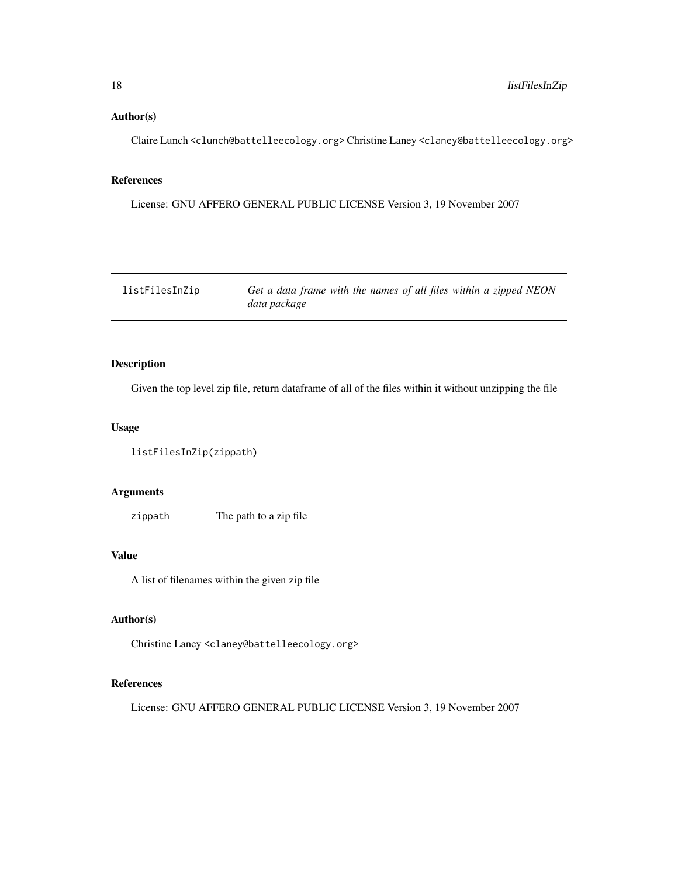## Author(s)

Claire Lunch <clunch@battelleecology.org> Christine Laney <claney@battelleecology.org>

## References

License: GNU AFFERO GENERAL PUBLIC LICENSE Version 3, 19 November 2007

---

# listFilesInZip — *Get a data frame with the names of all files within a zipped NEON data package*

---

## Description

Given the top level zip file, return dataframe of all of the files within it without unzipping the file

## Usage

```
listFilesInZip(zippath)
```

## Arguments

| | |
|---|---|
| zippath | The path to a zip file |

## Value

A list of filenames within the given zip file

## Author(s)

Christine Laney <claney@battelleecology.org>

## References

License: GNU AFFERO GENERAL PUBLIC LICENSE Version 3, 19 November 2007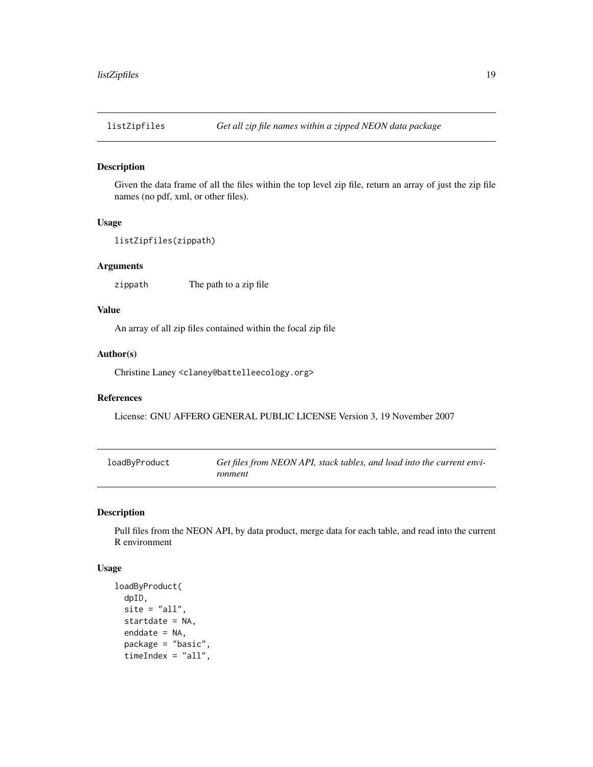## listZipfiles — *Get all zip file names within a zipped NEON data package*

### Description

Given the data frame of all the files within the top level zip file, return an array of just the zip file names (no pdf, xml, or other files).

### Usage

```
listZipfiles(zippath)
```

### Arguments

| | |
|---|---|
| zippath | The path to a zip file |

### Value

An array of all zip files contained within the focal zip file

### Author(s)

Christine Laney <claney@battelleecology.org>

### References

License: GNU AFFERO GENERAL PUBLIC LICENSE Version 3, 19 November 2007

## loadByProduct — *Get files from NEON API, stack tables, and load into the current environment*

### Description

Pull files from the NEON API, by data product, merge data for each table, and read into the current R environment

### Usage

```
loadByProduct(
  dpID,
  site = "all",
  startdate = NA,
  enddate = NA,
  package = "basic",
  timeIndex = "all",
```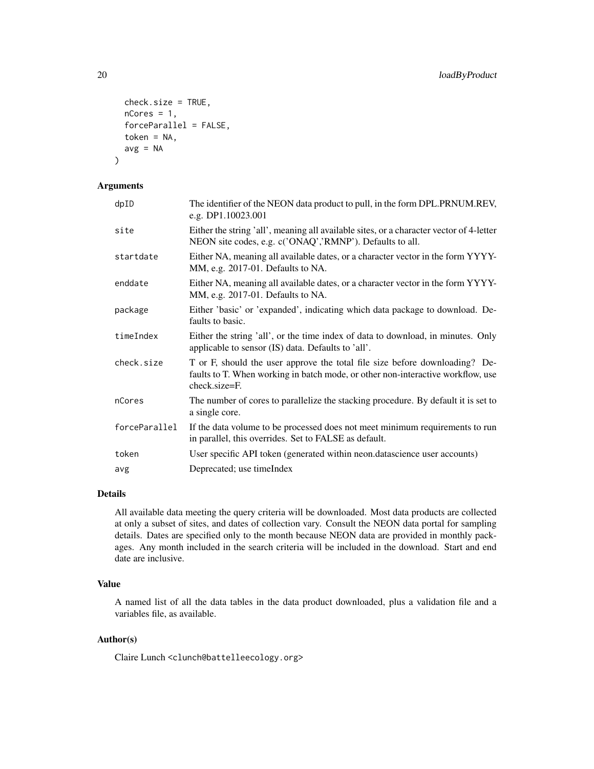```
  check.size = TRUE,
  nCores = 1,
  forceParallel = FALSE,
  token = NA,
  avg = NA
)
```

### Arguments

| | |
|---|---|
| dpID | The identifier of the NEON data product to pull, in the form DPL.PRNUM.REV, e.g. DP1.10023.001 |
| site | Either the string 'all', meaning all available sites, or a character vector of 4-letter NEON site codes, e.g. c('ONAQ','RMNP'). Defaults to all. |
| startdate | Either NA, meaning all available dates, or a character vector in the form YYYY-MM, e.g. 2017-01. Defaults to NA. |
| enddate | Either NA, meaning all available dates, or a character vector in the form YYYY-MM, e.g. 2017-01. Defaults to NA. |
| package | Either 'basic' or 'expanded', indicating which data package to download. Defaults to basic. |
| timeIndex | Either the string 'all', or the time index of data to download, in minutes. Only applicable to sensor (IS) data. Defaults to 'all'. |
| check.size | T or F, should the user approve the total file size before downloading? Defaults to T. When working in batch mode, or other non-interactive workflow, use check.size=F. |
| nCores | The number of cores to parallelize the stacking procedure. By default it is set to a single core. |
| forceParallel | If the data volume to be processed does not meet minimum requirements to run in parallel, this overrides. Set to FALSE as default. |
| token | User specific API token (generated within neon.datascience user accounts) |
| avg | Deprecated; use timeIndex |

### Details

All available data meeting the query criteria will be downloaded. Most data products are collected at only a subset of sites, and dates of collection vary. Consult the NEON data portal for sampling details. Dates are specified only to the month because NEON data are provided in monthly packages. Any month included in the search criteria will be included in the download. Start and end date are inclusive.

### Value

A named list of all the data tables in the data product downloaded, plus a validation file and a variables file, as available.

### Author(s)

Claire Lunch <clunch@battelleecology.org>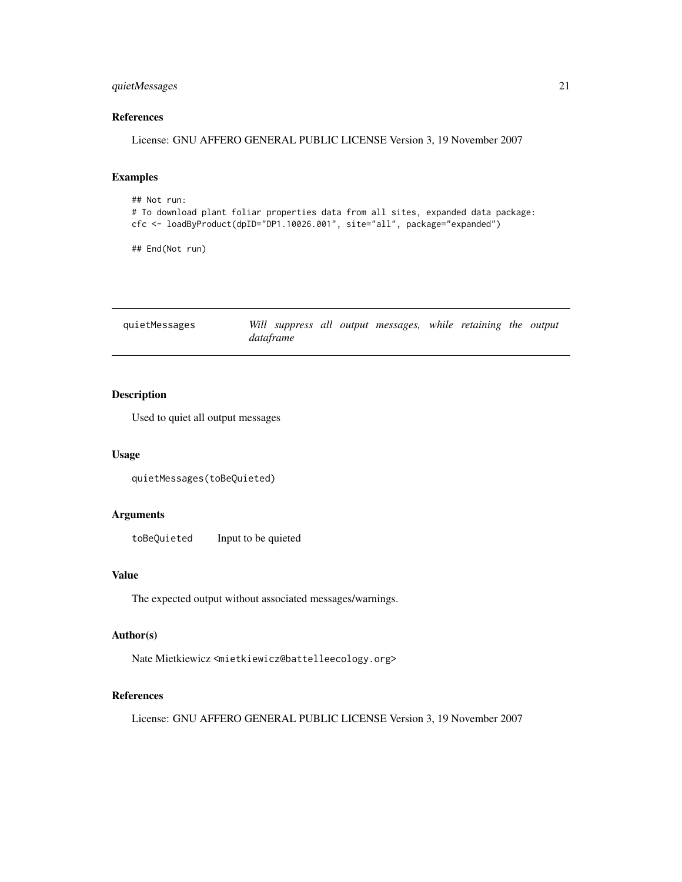### References

License: GNU AFFERO GENERAL PUBLIC LICENSE Version 3, 19 November 2007

### Examples

```
## Not run:
# To download plant foliar properties data from all sites, expanded data package:
cfc <- loadByProduct(dpID="DP1.10026.001", site="all", package="expanded")

## End(Not run)
```

---

## quietMessages — *Will suppress all output messages, while retaining the output dataframe*

---

### Description

Used to quiet all output messages

### Usage

```
quietMessages(toBeQuieted)
```

### Arguments

| | |
|---|---|
| toBeQuieted | Input to be quieted |

### Value

The expected output without associated messages/warnings.

### Author(s)

Nate Mietkiewicz <mietkiewicz@battelleecology.org>

### References

License: GNU AFFERO GENERAL PUBLIC LICENSE Version 3, 19 November 2007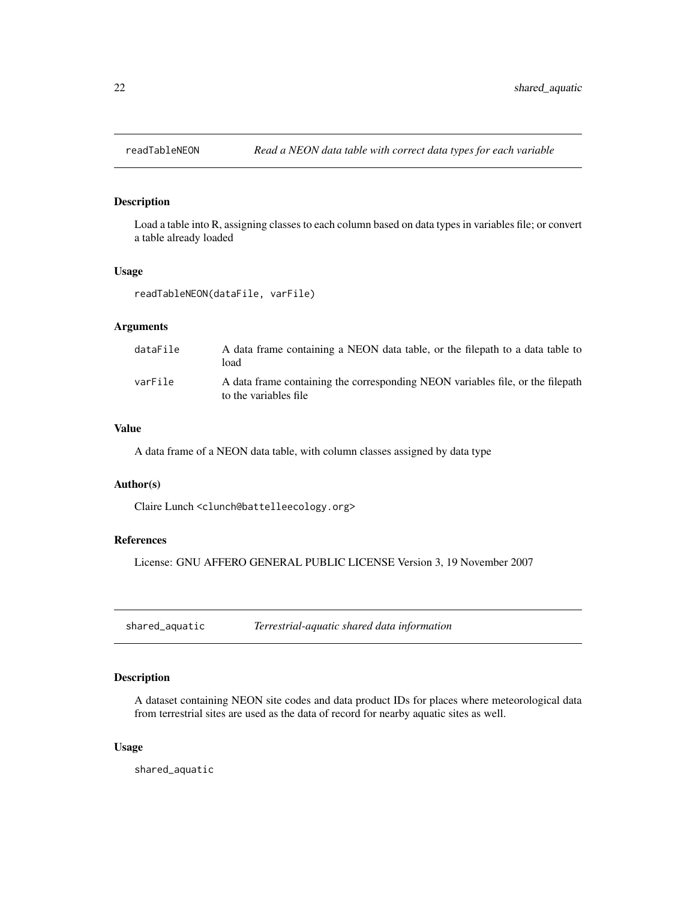## readTableNEON — *Read a NEON data table with correct data types for each variable*

### Description

Load a table into R, assigning classes to each column based on data types in variables file; or convert a table already loaded

### Usage

```
readTableNEON(dataFile, varFile)
```

### Arguments

| | |
|---|---|
| dataFile | A data frame containing a NEON data table, or the filepath to a data table to load |
| varFile | A data frame containing the corresponding NEON variables file, or the filepath to the variables file |

### Value

A data frame of a NEON data table, with column classes assigned by data type

### Author(s)

Claire Lunch <clunch@battelleecology.org>

### References

License: GNU AFFERO GENERAL PUBLIC LICENSE Version 3, 19 November 2007

## shared_aquatic — *Terrestrial-aquatic shared data information*

### Description

A dataset containing NEON site codes and data product IDs for places where meteorological data from terrestrial sites are used as the data of record for nearby aquatic sites as well.

### Usage

```
shared_aquatic
```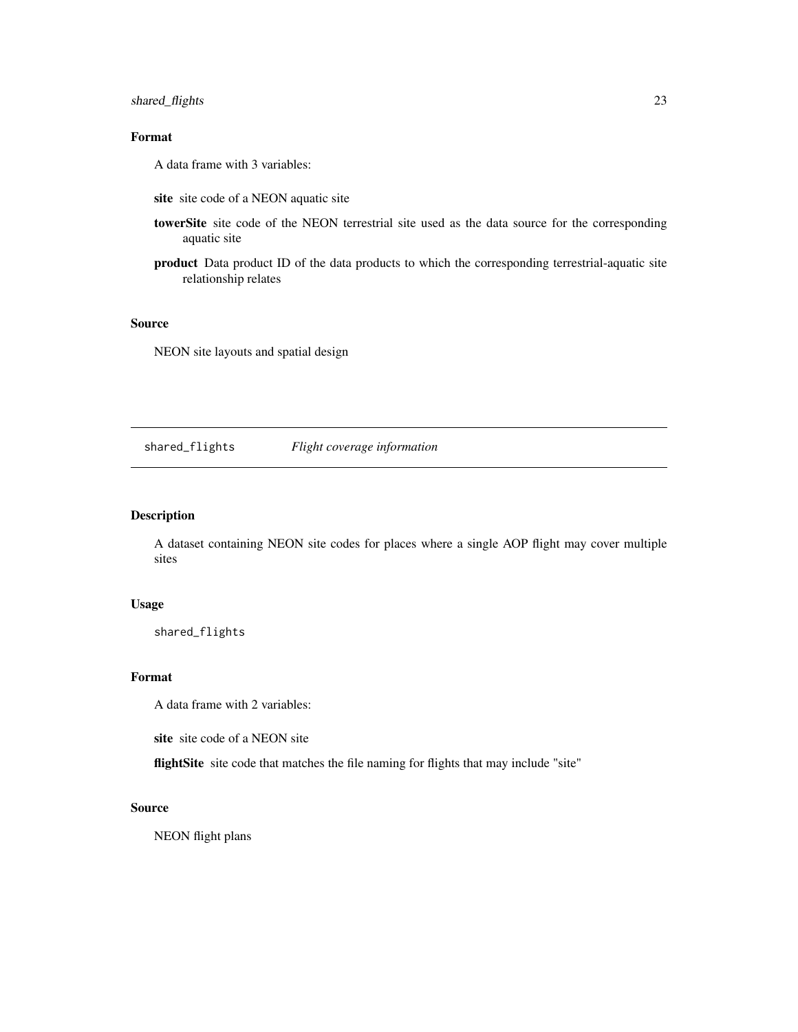### Format

A data frame with 3 variables:

**site** site code of a NEON aquatic site

**towerSite** site code of the NEON terrestrial site used as the data source for the corresponding aquatic site

**product** Data product ID of the data products to which the corresponding terrestrial-aquatic site relationship relates

### Source

NEON site layouts and spatial design

---

## shared_flights *Flight coverage information*

---

### Description

A dataset containing NEON site codes for places where a single AOP flight may cover multiple sites

### Usage

```
shared_flights
```

### Format

A data frame with 2 variables:

**site** site code of a NEON site

**flightSite** site code that matches the file naming for flights that may include "site"

### Source

NEON flight plans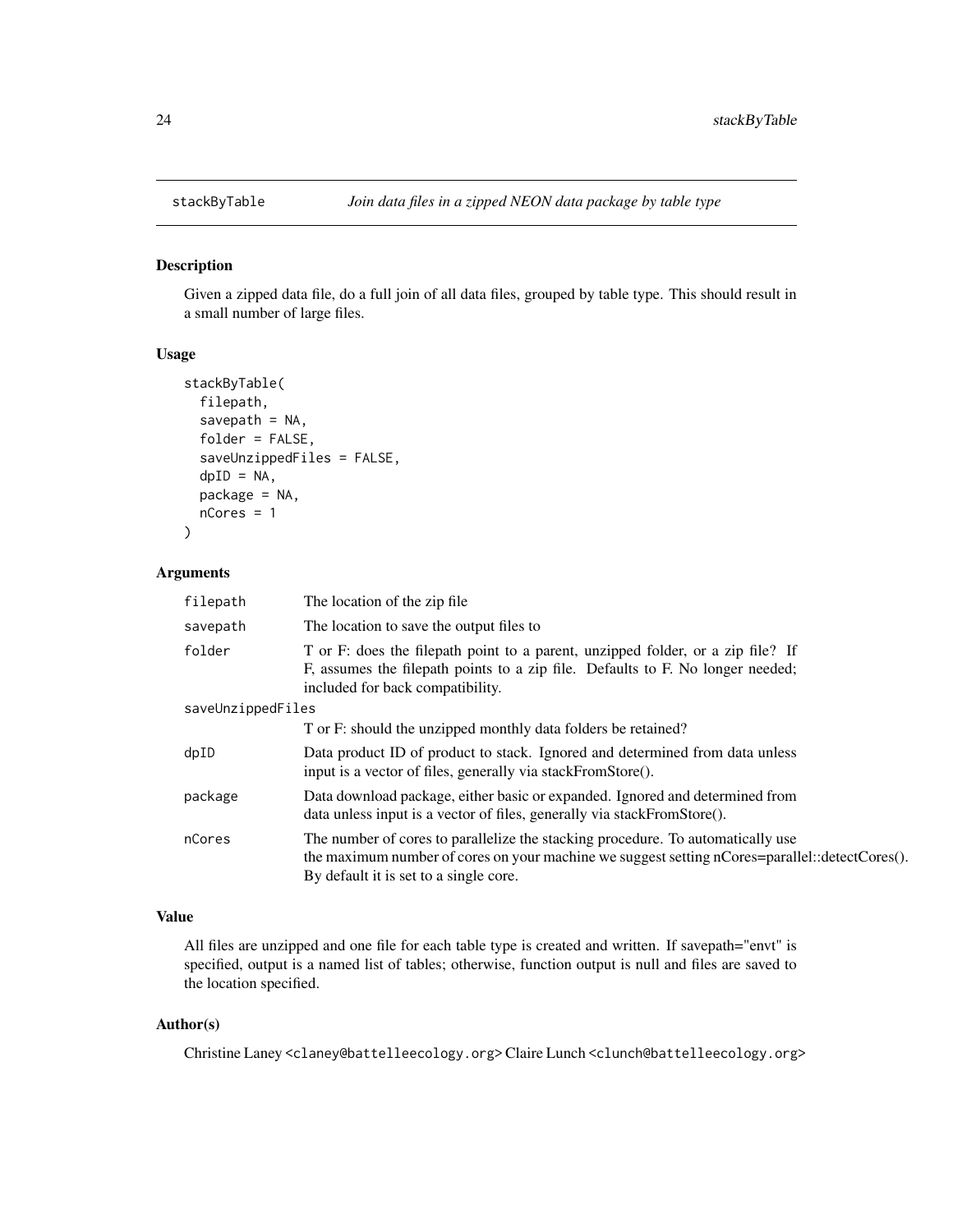## stackByTable

*Join data files in a zipped NEON data package by table type*

### Description

Given a zipped data file, do a full join of all data files, grouped by table type. This should result in a small number of large files.

### Usage

```
stackByTable(
  filepath,
  savepath = NA,
  folder = FALSE,
  saveUnzippedFiles = FALSE,
  dpID = NA,
  package = NA,
  nCores = 1
)
```

### Arguments

| Argument | Description |
| --- | --- |
| `filepath` | The location of the zip file |
| `savepath` | The location to save the output files to |
| `folder` | T or F: does the filepath point to a parent, unzipped folder, or a zip file? If F, assumes the filepath points to a zip file. Defaults to F. No longer needed; included for back compatibility. |
| `saveUnzippedFiles` | T or F: should the unzipped monthly data folders be retained? |
| `dpID` | Data product ID of product to stack. Ignored and determined from data unless input is a vector of files, generally via stackFromStore(). |
| `package` | Data download package, either basic or expanded. Ignored and determined from data unless input is a vector of files, generally via stackFromStore(). |
| `nCores` | The number of cores to parallelize the stacking procedure. To automatically use the maximum number of cores on your machine we suggest setting nCores=parallel::detectCores(). By default it is set to a single core. |

### Value

All files are unzipped and one file for each table type is created and written. If savepath="envt" is specified, output is a named list of tables; otherwise, function output is null and files are saved to the location specified.

### Author(s)

Christine Laney <claney@battelleecology.org> Claire Lunch <clunch@battelleecology.org>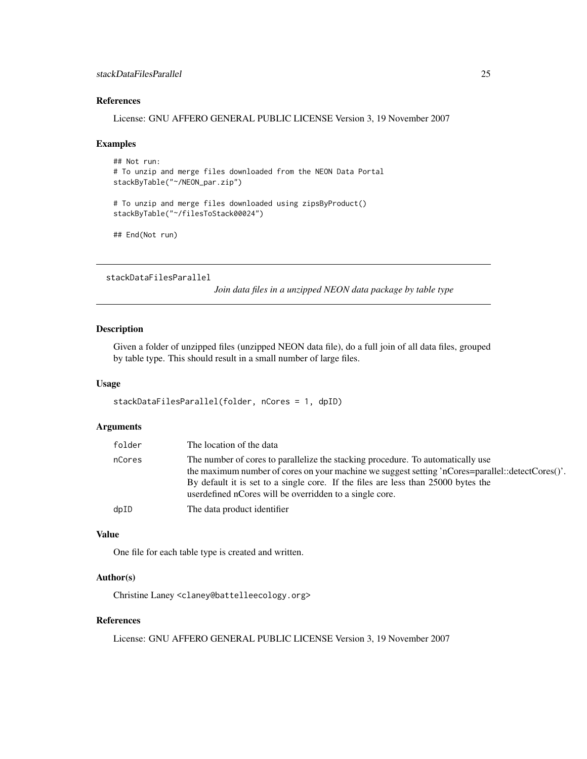### References

License: GNU AFFERO GENERAL PUBLIC LICENSE Version 3, 19 November 2007

### Examples

```
## Not run:
# To unzip and merge files downloaded from the NEON Data Portal
stackByTable("~/NEON_par.zip")

# To unzip and merge files downloaded using zipsByProduct()
stackByTable("~/filesToStack00024")

## End(Not run)
```

---

## stackDataFilesParallel

*Join data files in a unzipped NEON data package by table type*

### Description

Given a folder of unzipped files (unzipped NEON data file), do a full join of all data files, grouped by table type. This should result in a small number of large files.

### Usage

```
stackDataFilesParallel(folder, nCores = 1, dpID)
```

### Arguments

| | |
|---|---|
| folder | The location of the data |
| nCores | The number of cores to parallelize the stacking procedure. To automatically use the maximum number of cores on your machine we suggest setting 'nCores=parallel::detectCores()'. By default it is set to a single core. If the files are less than 25000 bytes the userdefined nCores will be overridden to a single core. |
| dpID | The data product identifier |

### Value

One file for each table type is created and written.

### Author(s)

Christine Laney <claney@battelleecology.org>

### References

License: GNU AFFERO GENERAL PUBLIC LICENSE Version 3, 19 November 2007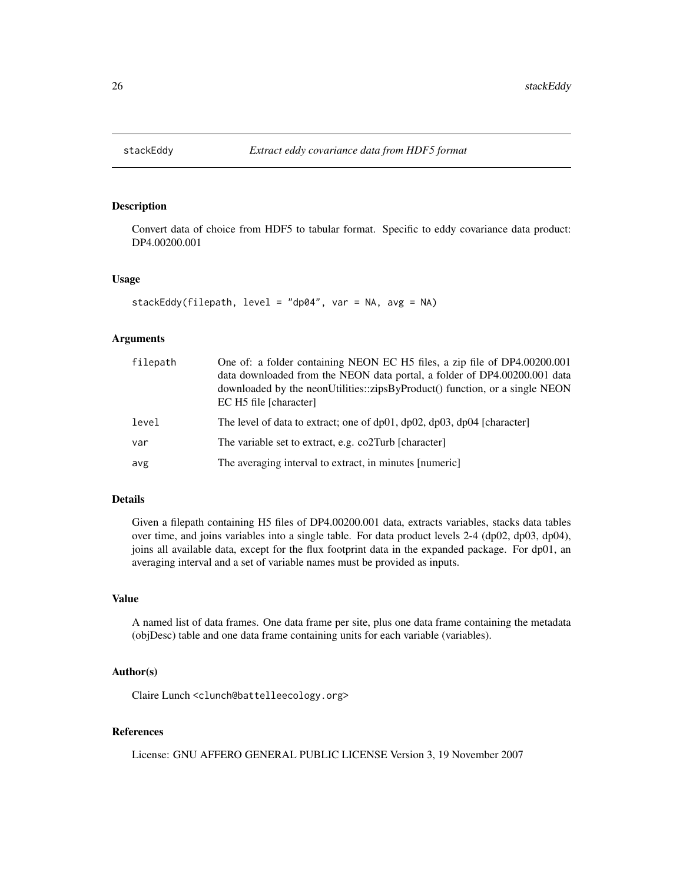## stackEddy — *Extract eddy covariance data from HDF5 format*

### Description

Convert data of choice from HDF5 to tabular format. Specific to eddy covariance data product: DP4.00200.001

### Usage

```
stackEddy(filepath, level = "dp04", var = NA, avg = NA)
```

### Arguments

| | |
|---|---|
| filepath | One of: a folder containing NEON EC H5 files, a zip file of DP4.00200.001 data downloaded from the NEON data portal, a folder of DP4.00200.001 data downloaded by the neonUtilities::zipsByProduct() function, or a single NEON EC H5 file [character] |
| level | The level of data to extract; one of dp01, dp02, dp03, dp04 [character] |
| var | The variable set to extract, e.g. co2Turb [character] |
| avg | The averaging interval to extract, in minutes [numeric] |

### Details

Given a filepath containing H5 files of DP4.00200.001 data, extracts variables, stacks data tables over time, and joins variables into a single table. For data product levels 2-4 (dp02, dp03, dp04), joins all available data, except for the flux footprint data in the expanded package. For dp01, an averaging interval and a set of variable names must be provided as inputs.

### Value

A named list of data frames. One data frame per site, plus one data frame containing the metadata (objDesc) table and one data frame containing units for each variable (variables).

### Author(s)

Claire Lunch <clunch@battelleecology.org>

### References

License: GNU AFFERO GENERAL PUBLIC LICENSE Version 3, 19 November 2007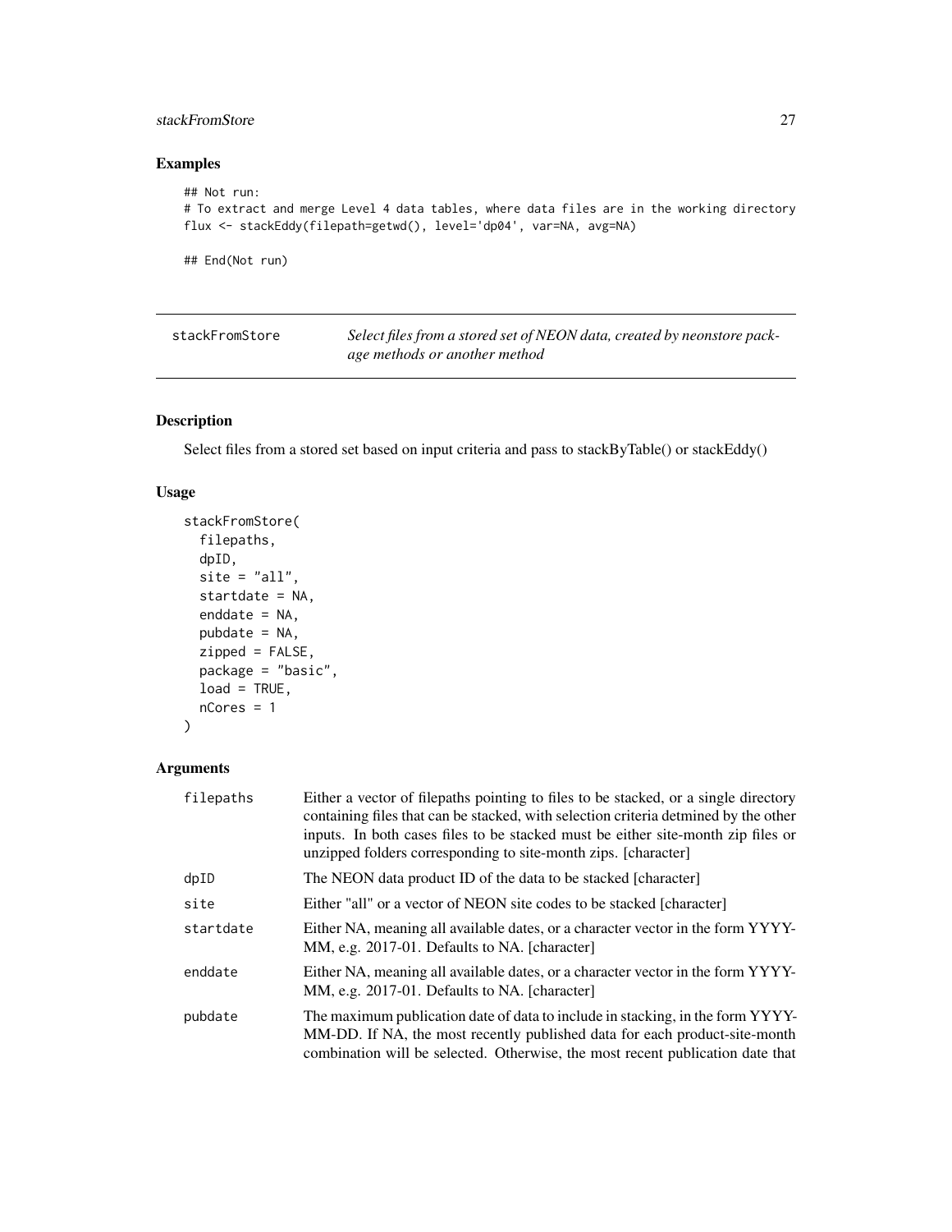## Examples

```
## Not run:
# To extract and merge Level 4 data tables, where data files are in the working directory
flux <- stackEddy(filepath=getwd(), level='dp04', var=NA, avg=NA)

## End(Not run)
```

---

## stackFromStore

*Select files from a stored set of NEON data, created by neonstore package methods or another method*

---

### Description

Select files from a stored set based on input criteria and pass to stackByTable() or stackEddy()

### Usage

```
stackFromStore(
  filepaths,
  dpID,
  site = "all",
  startdate = NA,
  enddate = NA,
  pubdate = NA,
  zipped = FALSE,
  package = "basic",
  load = TRUE,
  nCores = 1
)
```

### Arguments

| Argument | Description |
|---|---|
| filepaths | Either a vector of filepaths pointing to files to be stacked, or a single directory containing files that can be stacked, with selection criteria detmined by the other inputs. In both cases files to be stacked must be either site-month zip files or unzipped folders corresponding to site-month zips. [character] |
| dpID | The NEON data product ID of the data to be stacked [character] |
| site | Either "all" or a vector of NEON site codes to be stacked [character] |
| startdate | Either NA, meaning all available dates, or a character vector in the form YYYY-MM, e.g. 2017-01. Defaults to NA. [character] |
| enddate | Either NA, meaning all available dates, or a character vector in the form YYYY-MM, e.g. 2017-01. Defaults to NA. [character] |
| pubdate | The maximum publication date of data to include in stacking, in the form YYYY-MM-DD. If NA, the most recently published data for each product-site-month combination will be selected. Otherwise, the most recent publication date that |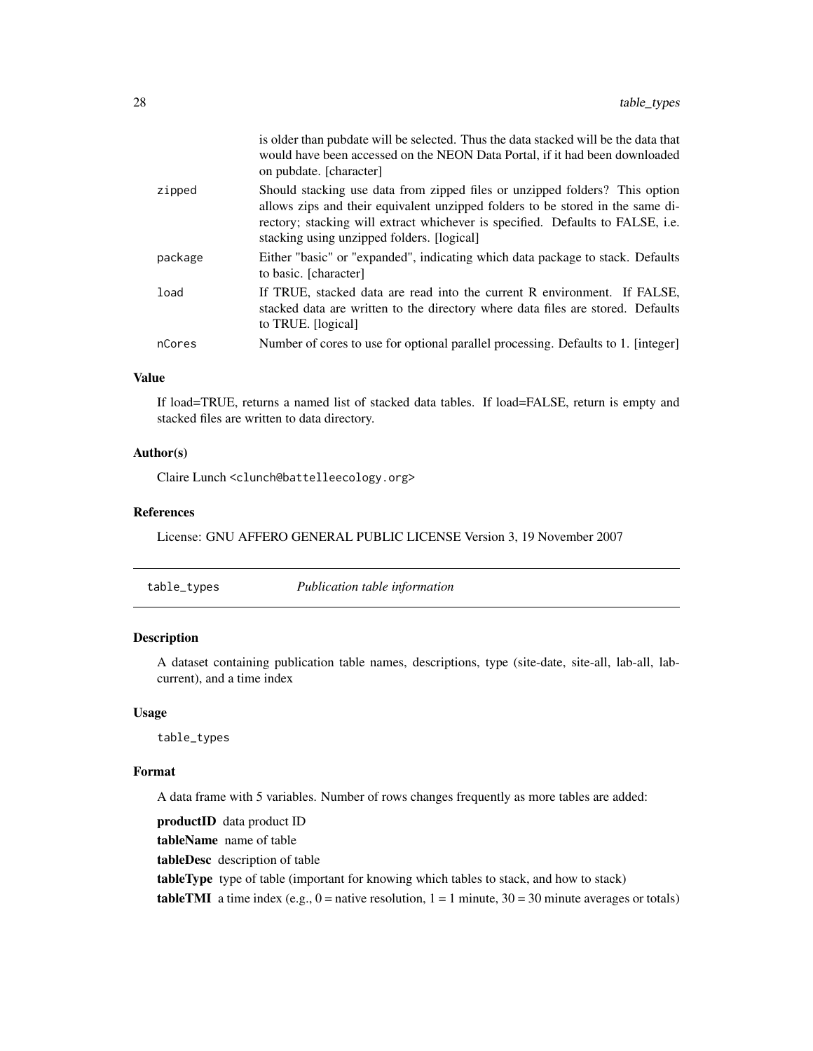| | |
|---|---|
| | is older than pubdate will be selected. Thus the data stacked will be the data that would have been accessed on the NEON Data Portal, if it had been downloaded on pubdate. [character] |
| zipped | Should stacking use data from zipped files or unzipped folders? This option allows zips and their equivalent unzipped folders to be stored in the same directory; stacking will extract whichever is specified. Defaults to FALSE, i.e. stacking using unzipped folders. [logical] |
| package | Either "basic" or "expanded", indicating which data package to stack. Defaults to basic. [character] |
| load | If TRUE, stacked data are read into the current R environment. If FALSE, stacked data are written to the directory where data files are stored. Defaults to TRUE. [logical] |
| nCores | Number of cores to use for optional parallel processing. Defaults to 1. [integer] |

### Value

If load=TRUE, returns a named list of stacked data tables. If load=FALSE, return is empty and stacked files are written to data directory.

### Author(s)

Claire Lunch <clunch@battelleecology.org>

### References

License: GNU AFFERO GENERAL PUBLIC LICENSE Version 3, 19 November 2007

---

## table_types — *Publication table information*

---

### Description

A dataset containing publication table names, descriptions, type (site-date, site-all, lab-all, lab-current), and a time index

### Usage

```
table_types
```

### Format

A data frame with 5 variables. Number of rows changes frequently as more tables are added:

**productID** data product ID

**tableName** name of table

**tableDesc** description of table

**tableType** type of table (important for knowing which tables to stack, and how to stack)

**tableTMI** a time index (e.g., 0 = native resolution, 1 = 1 minute, 30 = 30 minute averages or totals)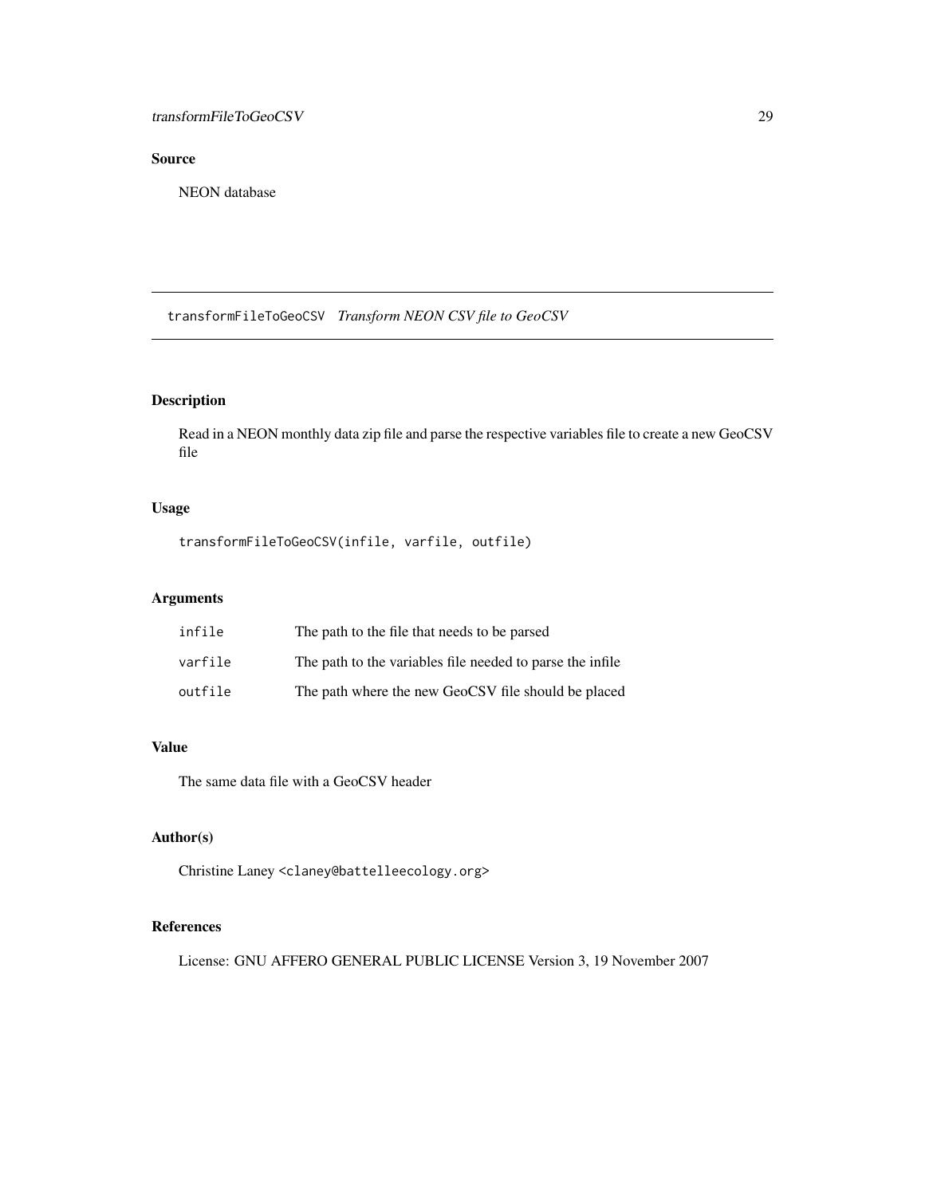## Source

NEON database

---

## transformFileToGeoCSV *Transform NEON CSV file to GeoCSV*

### Description

Read in a NEON monthly data zip file and parse the respective variables file to create a new GeoCSV file

### Usage

```
transformFileToGeoCSV(infile, varfile, outfile)
```

### Arguments

| | |
|---|---|
| `infile` | The path to the file that needs to be parsed |
| `varfile` | The path to the variables file needed to parse the infile |
| `outfile` | The path where the new GeoCSV file should be placed |

### Value

The same data file with a GeoCSV header

### Author(s)

Christine Laney <claney@battelleecology.org>

### References

License: GNU AFFERO GENERAL PUBLIC LICENSE Version 3, 19 November 2007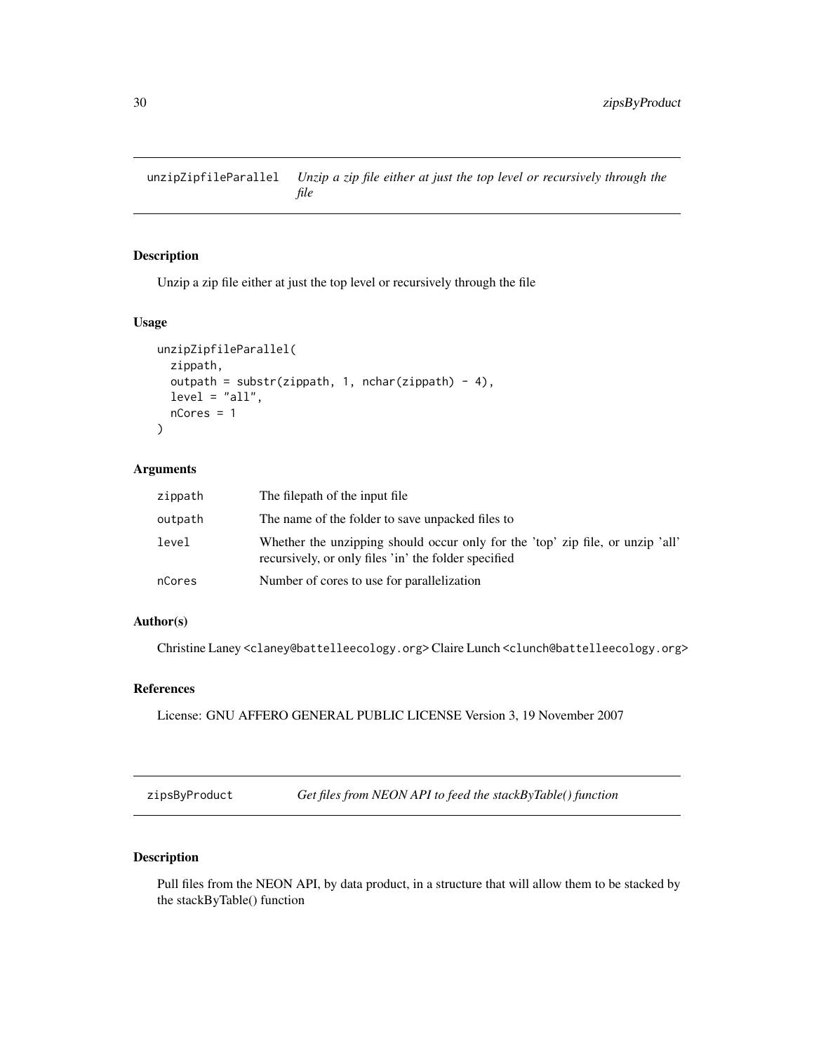## unzipZipfileParallel *Unzip a zip file either at just the top level or recursively through the file*

### Description

Unzip a zip file either at just the top level or recursively through the file

### Usage

```
unzipZipfileParallel(
  zippath,
  outpath = substr(zippath, 1, nchar(zippath) - 4),
  level = "all",
  nCores = 1
)
```

### Arguments

| | |
|---|---|
| zippath | The filepath of the input file |
| outpath | The name of the folder to save unpacked files to |
| level | Whether the unzipping should occur only for the 'top' zip file, or unzip 'all' recursively, or only files 'in' the folder specified |
| nCores | Number of cores to use for parallelization |

### Author(s)

Christine Laney <claney@battelleecology.org> Claire Lunch <clunch@battelleecology.org>

### References

License: GNU AFFERO GENERAL PUBLIC LICENSE Version 3, 19 November 2007

## zipsByProduct *Get files from NEON API to feed the stackByTable() function*

### Description

Pull files from the NEON API, by data product, in a structure that will allow them to be stacked by the stackByTable() function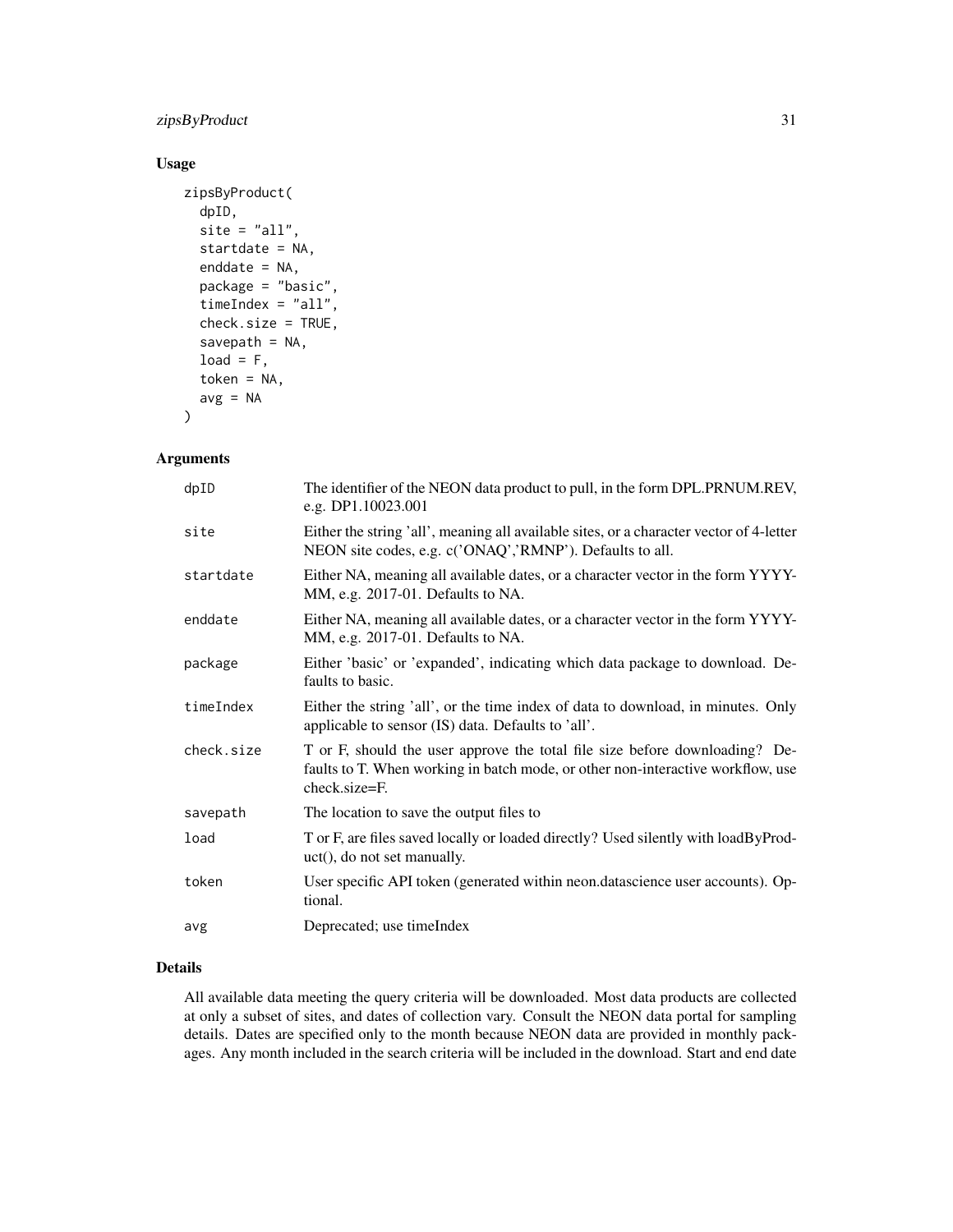## Usage

```
zipsByProduct(
  dpID,
  site = "all",
  startdate = NA,
  enddate = NA,
  package = "basic",
  timeIndex = "all",
  check.size = TRUE,
  savepath = NA,
  load = F,
  token = NA,
  avg = NA
)
```

## Arguments

| | |
|---|---|
| dpID | The identifier of the NEON data product to pull, in the form DPL.PRNUM.REV, e.g. DP1.10023.001 |
| site | Either the string 'all', meaning all available sites, or a character vector of 4-letter NEON site codes, e.g. c('ONAQ','RMNP'). Defaults to all. |
| startdate | Either NA, meaning all available dates, or a character vector in the form YYYY-MM, e.g. 2017-01. Defaults to NA. |
| enddate | Either NA, meaning all available dates, or a character vector in the form YYYY-MM, e.g. 2017-01. Defaults to NA. |
| package | Either 'basic' or 'expanded', indicating which data package to download. Defaults to basic. |
| timeIndex | Either the string 'all', or the time index of data to download, in minutes. Only applicable to sensor (IS) data. Defaults to 'all'. |
| check.size | T or F, should the user approve the total file size before downloading? Defaults to T. When working in batch mode, or other non-interactive workflow, use check.size=F. |
| savepath | The location to save the output files to |
| load | T or F, are files saved locally or loaded directly? Used silently with loadByProduct(), do not set manually. |
| token | User specific API token (generated within neon.datascience user accounts). Optional. |
| avg | Deprecated; use timeIndex |

## Details

All available data meeting the query criteria will be downloaded. Most data products are collected at only a subset of sites, and dates of collection vary. Consult the NEON data portal for sampling details. Dates are specified only to the month because NEON data are provided in monthly packages. Any month included in the search criteria will be included in the download. Start and end date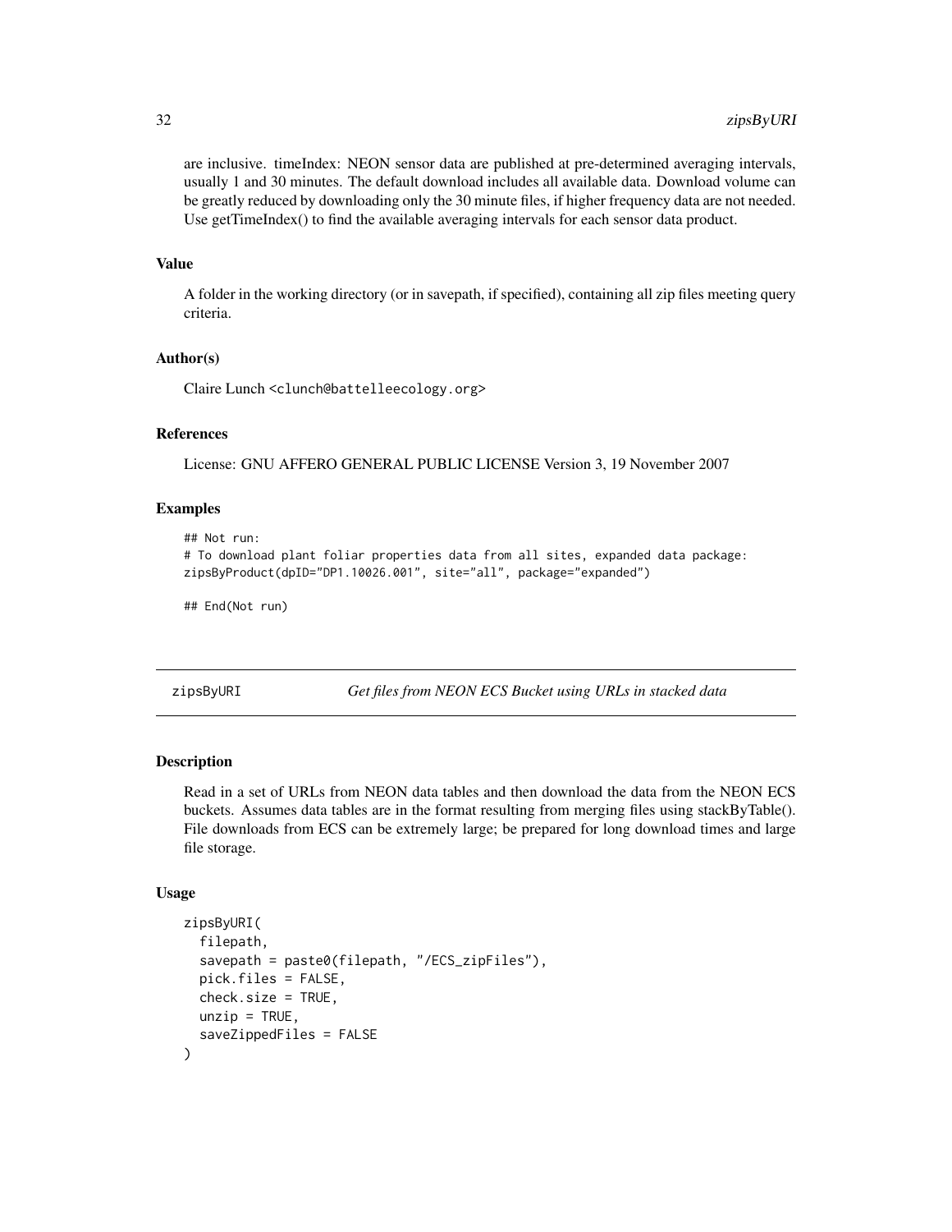are inclusive. timeIndex: NEON sensor data are published at pre-determined averaging intervals, usually 1 and 30 minutes. The default download includes all available data. Download volume can be greatly reduced by downloading only the 30 minute files, if higher frequency data are not needed. Use getTimeIndex() to find the available averaging intervals for each sensor data product.

### Value

A folder in the working directory (or in savepath, if specified), containing all zip files meeting query criteria.

### Author(s)

Claire Lunch <clunch@battelleecology.org>

### References

License: GNU AFFERO GENERAL PUBLIC LICENSE Version 3, 19 November 2007

### Examples

```
## Not run:
# To download plant foliar properties data from all sites, expanded data package:
zipsByProduct(dpID="DP1.10026.001", site="all", package="expanded")

## End(Not run)
```

---

## zipsByURI — *Get files from NEON ECS Bucket using URLs in stacked data*

---

### Description

Read in a set of URLs from NEON data tables and then download the data from the NEON ECS buckets. Assumes data tables are in the format resulting from merging files using stackByTable(). File downloads from ECS can be extremely large; be prepared for long download times and large file storage.

### Usage

```
zipsByURI(
  filepath,
  savepath = paste0(filepath, "/ECS_zipFiles"),
  pick.files = FALSE,
  check.size = TRUE,
  unzip = TRUE,
  saveZippedFiles = FALSE
)
```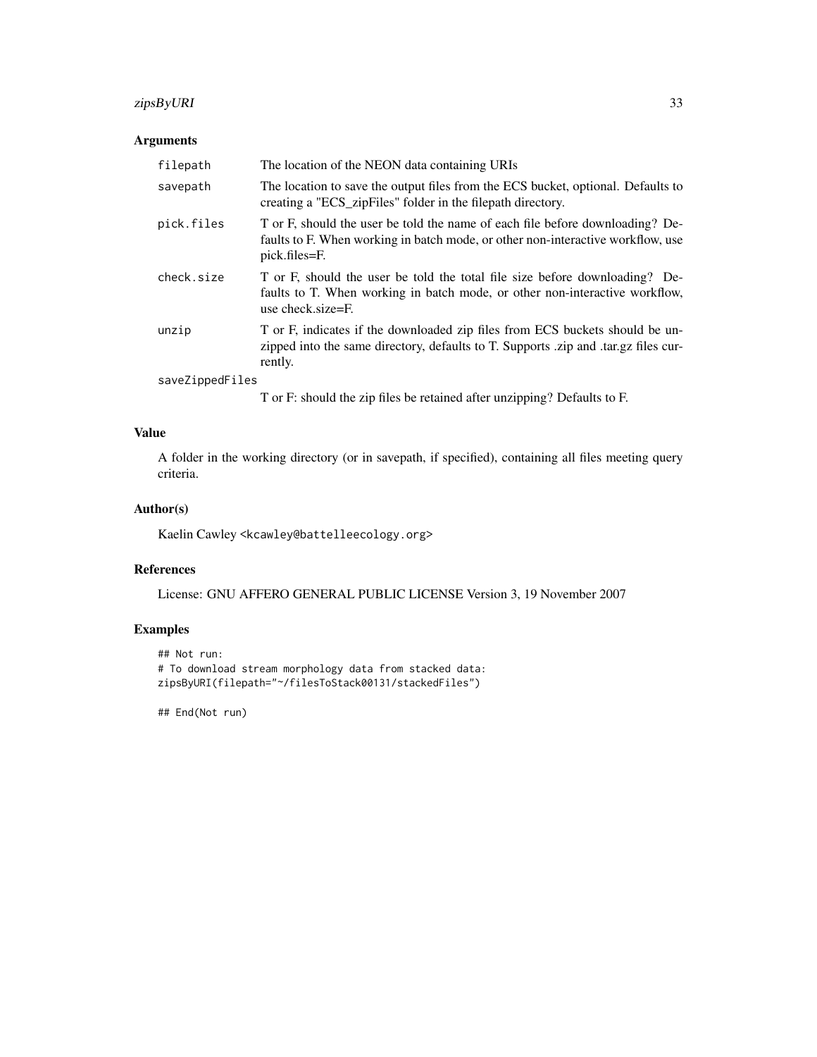## Arguments

| | |
|---|---|
| `filepath` | The location of the NEON data containing URIs |
| `savepath` | The location to save the output files from the ECS bucket, optional. Defaults to creating a "ECS_zipFiles" folder in the filepath directory. |
| `pick.files` | T or F, should the user be told the name of each file before downloading? Defaults to F. When working in batch mode, or other non-interactive workflow, use pick.files=F. |
| `check.size` | T or F, should the user be told the total file size before downloading? Defaults to T. When working in batch mode, or other non-interactive workflow, use check.size=F. |
| `unzip` | T or F, indicates if the downloaded zip files from ECS buckets should be unzipped into the same directory, defaults to T. Supports .zip and .tar.gz files currently. |
| `saveZippedFiles` | T or F: should the zip files be retained after unzipping? Defaults to F. |

## Value

A folder in the working directory (or in savepath, if specified), containing all files meeting query criteria.

## Author(s)

Kaelin Cawley <kcawley@battelleecology.org>

## References

License: GNU AFFERO GENERAL PUBLIC LICENSE Version 3, 19 November 2007

## Examples

```
## Not run:
# To download stream morphology data from stacked data:
zipsByURI(filepath="~/filesToStack00131/stackedFiles")

## End(Not run)
```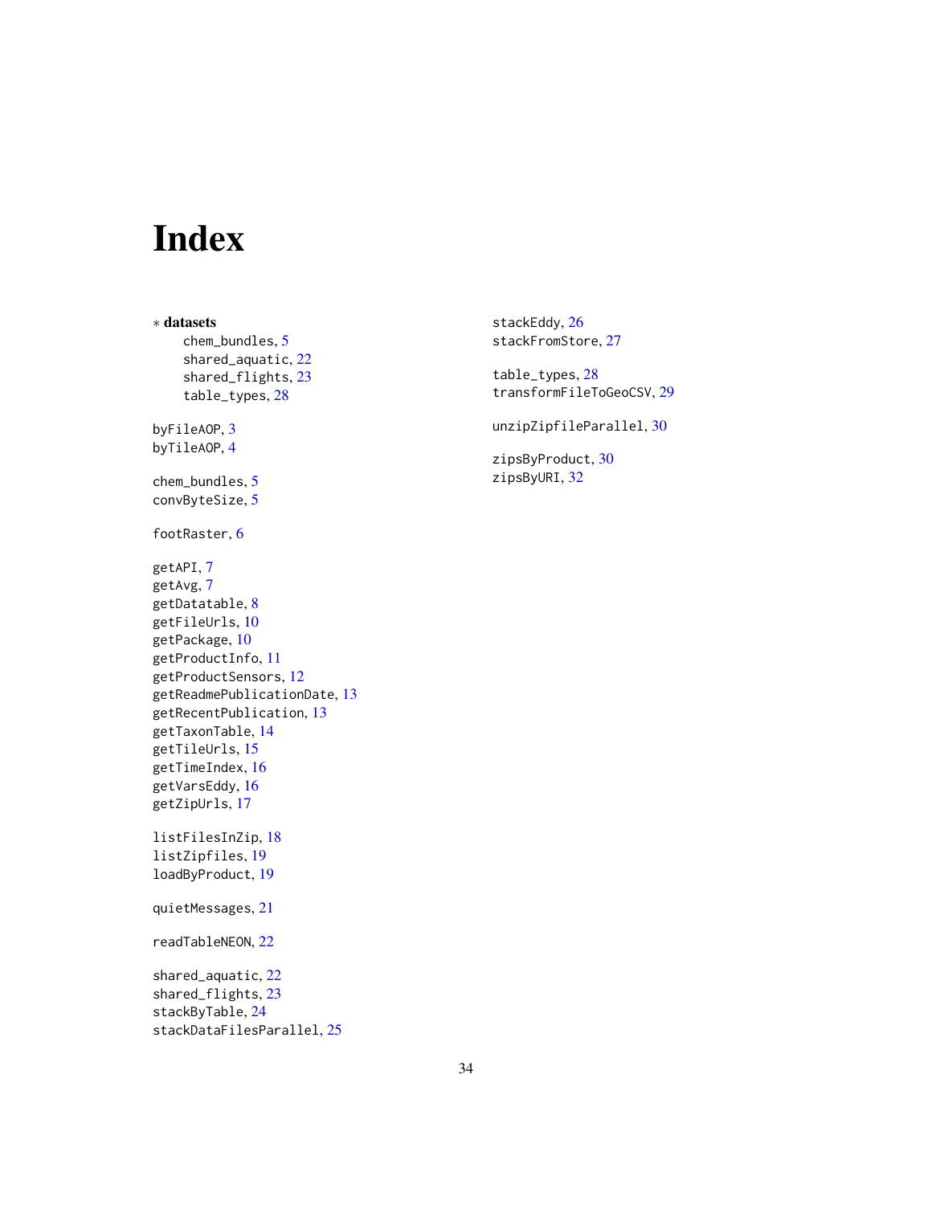# Index

∗ **datasets**
- chem_bundles, 5
- shared_aquatic, 22
- shared_flights, 23
- table_types, 28

byFileAOP, 3
byTileAOP, 4

chem_bundles, 5
convByteSize, 5

footRaster, 6

getAPI, 7
getAvg, 7
getDatatable, 8
getFileUrls, 10
getPackage, 10
getProductInfo, 11
getProductSensors, 12
getReadmePublicationDate, 13
getRecentPublication, 13
getTaxonTable, 14
getTileUrls, 15
getTimeIndex, 16
getVarsEddy, 16
getZipUrls, 17

listFilesInZip, 18
listZipfiles, 19
loadByProduct, 19

quietMessages, 21

readTableNEON, 22

shared_aquatic, 22
shared_flights, 23
stackByTable, 24
stackDataFilesParallel, 25
stackEddy, 26
stackFromStore, 27

table_types, 28
transformFileToGeoCSV, 29

unzipZipfileParallel, 30

zipsByProduct, 30
zipsByURI, 32